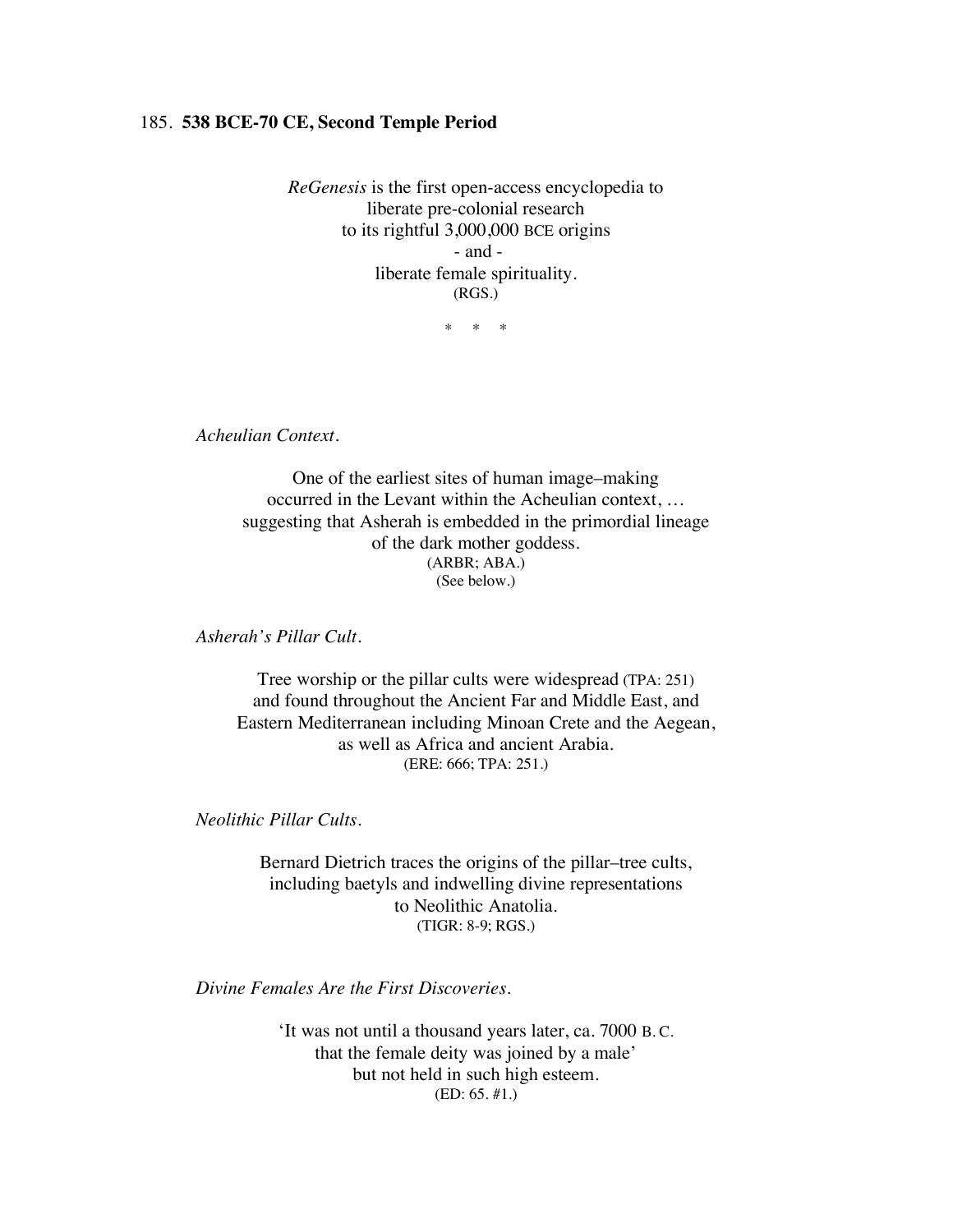185. **538 BCE-70 CE, Second Temple Period**

*ReGenesis* is the first open-access encyclopedia to
liberate pre-colonial research
to its rightful 3,000,000 BCE origins
- and -
liberate female spirituality.
(RGS.)

\* \* \*

*Acheulian Context.*

One of the earliest sites of human image–making
occurred in the Levant within the Acheulian context, …
suggesting that Asherah is embedded in the primordial lineage
of the dark mother goddess.
(ARBR; ABA.)
(See below.)

*Asherah's Pillar Cult.*

Tree worship or the pillar cults were widespread (TPA: 251)
and found throughout the Ancient Far and Middle East, and
Eastern Mediterranean including Minoan Crete and the Aegean,
as well as Africa and ancient Arabia.
(ERE: 666; TPA: 251.)

*Neolithic Pillar Cults.*

Bernard Dietrich traces the origins of the pillar–tree cults,
including baetyls and indwelling divine representations
to Neolithic Anatolia.
(TIGR: 8-9; RGS.)

*Divine Females Are the First Discoveries.*

'It was not until a thousand years later, ca. 7000 B.C.
that the female deity was joined by a male'
but not held in such high esteem.
(ED: 65. #1.)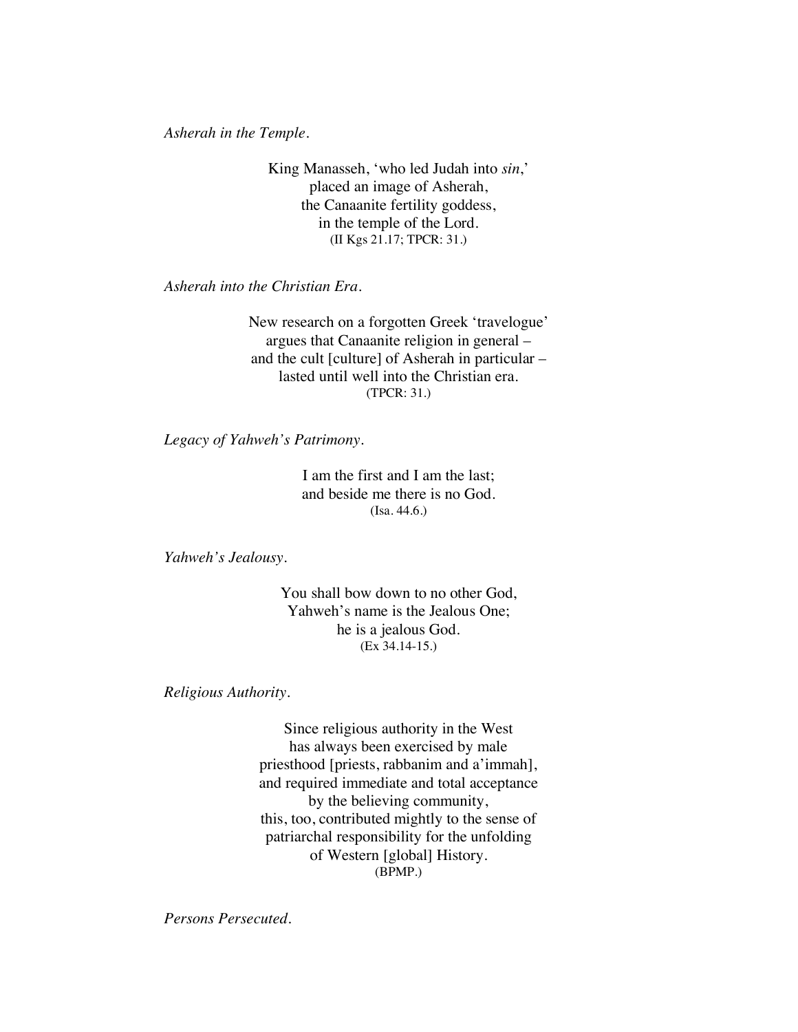*Asherah in the Temple.*

King Manasseh, 'who led Judah into *sin*,'  
placed an image of Asherah,  
the Canaanite fertility goddess,  
in the temple of the Lord.  
(II Kgs 21.17; TPCR: 31.)

*Asherah into the Christian Era.*

New research on a forgotten Greek 'travelogue'  
argues that Canaanite religion in general –  
and the cult [culture] of Asherah in particular –  
lasted until well into the Christian era.  
(TPCR: 31.)

*Legacy of Yahweh's Patrimony.*

I am the first and I am the last;  
and beside me there is no God.  
(Isa. 44.6.)

*Yahweh's Jealousy.*

You shall bow down to no other God,  
Yahweh's name is the Jealous One;  
he is a jealous God.  
(Ex 34.14-15.)

*Religious Authority.*

Since religious authority in the West  
has always been exercised by male  
priesthood [priests, rabbanim and a'immah],  
and required immediate and total acceptance  
by the believing community,  
this, too, contributed mightily to the sense of  
patriarchal responsibility for the unfolding  
of Western [global] History.  
(BPMP.)

*Persons Persecuted.*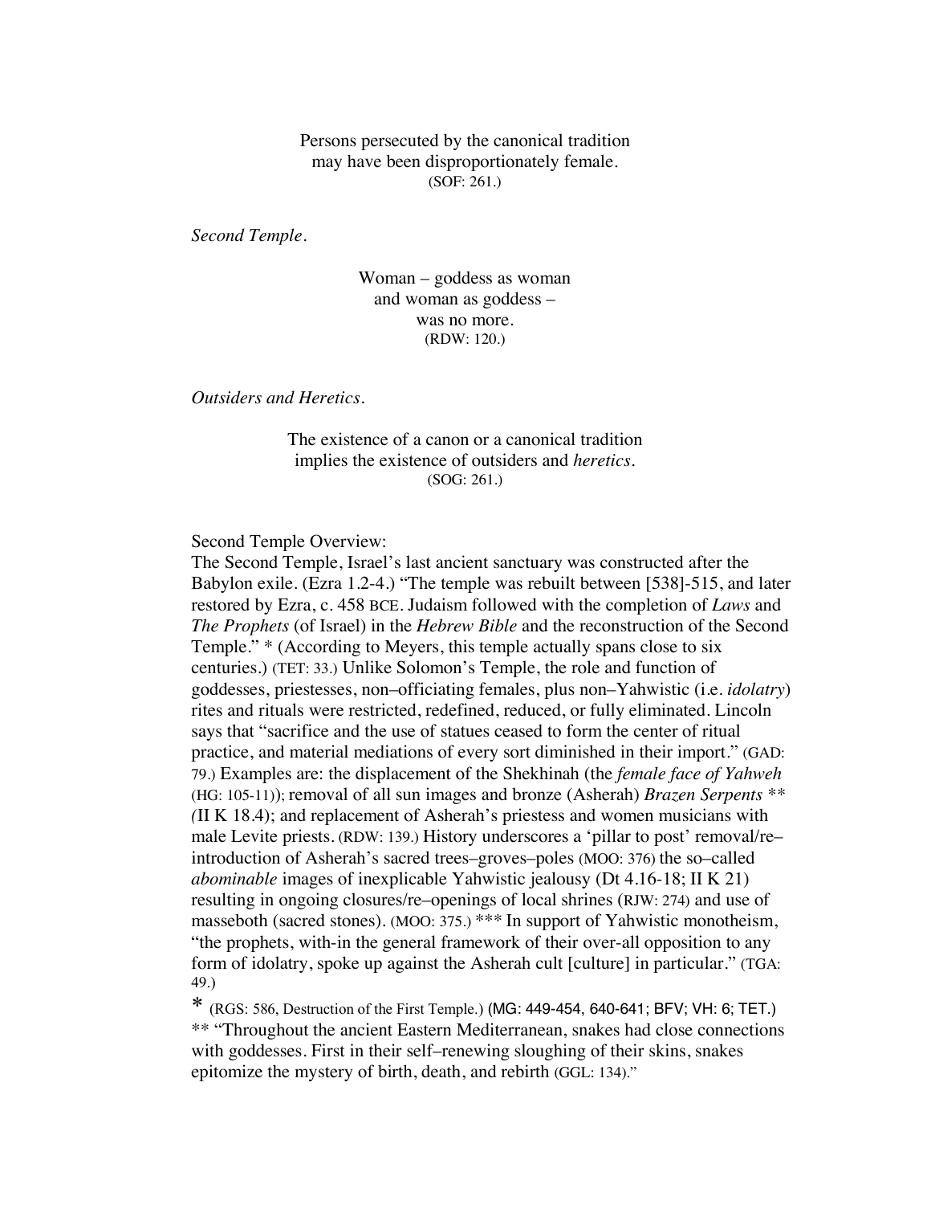Persons persecuted by the canonical tradition
may have been disproportionately female.
(SOF: 261.)

*Second Temple.*

Woman – goddess as woman
and woman as goddess –
was no more.
(RDW: 120.)

*Outsiders and Heretics.*

The existence of a canon or a canonical tradition
implies the existence of outsiders and *heretics*.
(SOG: 261.)

Second Temple Overview:
The Second Temple, Israel's last ancient sanctuary was constructed after the Babylon exile. (Ezra 1.2-4.) "The temple was rebuilt between [538]-515, and later restored by Ezra, c. 458 BCE. Judaism followed with the completion of *Laws* and *The Prophets* (of Israel) in the *Hebrew Bible* and the reconstruction of the Second Temple." * (According to Meyers, this temple actually spans close to six centuries.) (TET: 33.) Unlike Solomon's Temple, the role and function of goddesses, priestesses, non–officiating females, plus non–Yahwistic (i.e. *idolatry*) rites and rituals were restricted, redefined, reduced, or fully eliminated. Lincoln says that "sacrifice and the use of statues ceased to form the center of ritual practice, and material mediations of every sort diminished in their import." (GAD: 79.) Examples are: the displacement of the Shekhinah (the *female face of Yahweh* (HG: 105-11)); removal of all sun images and bronze (Asherah) *Brazen Serpents* ** (II K 18.4); and replacement of Asherah's priestess and women musicians with male Levite priests. (RDW: 139.) History underscores a 'pillar to post' removal/re–introduction of Asherah's sacred trees–groves–poles (MOO: 376) the so–called *abominable* images of inexplicable Yahwistic jealousy (Dt 4.16-18; II K 21) resulting in ongoing closures/re–openings of local shrines (RJW: 274) and use of masseboth (sacred stones). (MOO: 375.) *** In support of Yahwistic monotheism, "the prophets, with-in the general framework of their over-all opposition to any form of idolatry, spoke up against the Asherah cult [culture] in particular." (TGA: 49.)

\* (RGS: 586, Destruction of the First Temple.) (MG: 449-454, 640-641; BFV; VH: 6; TET.)
** "Throughout the ancient Eastern Mediterranean, snakes had close connections with goddesses. First in their self–renewing sloughing of their skins, snakes epitomize the mystery of birth, death, and rebirth (GGL: 134)."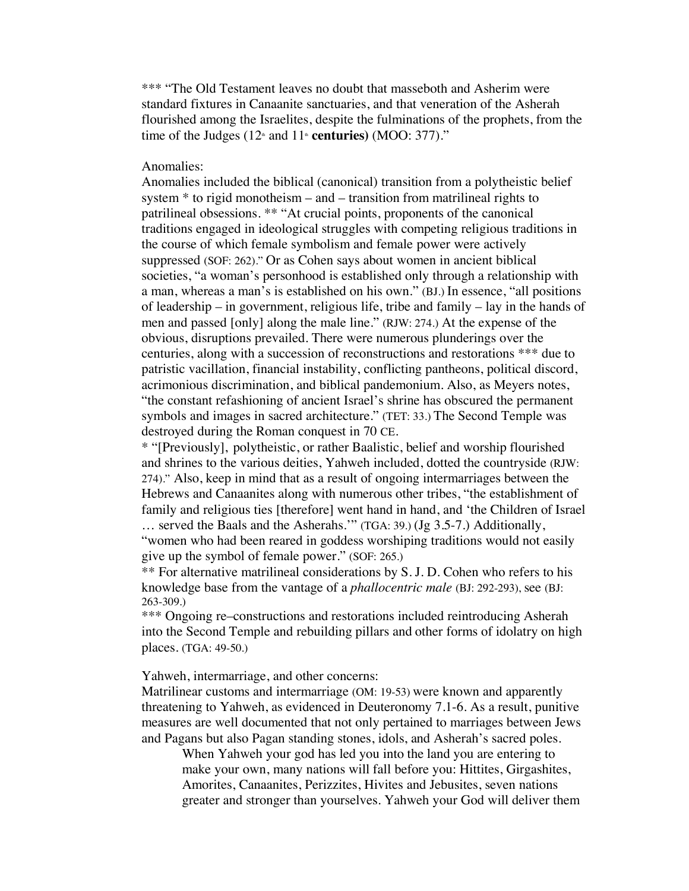*** "The Old Testament leaves no doubt that masseboth and Asherim were standard fixtures in Canaanite sanctuaries, and that veneration of the Asherah flourished among the Israelites, despite the fulminations of the prophets, from the time of the Judges (12th and 11th **centuries)** (MOO: 377)."

Anomalies:
Anomalies included the biblical (canonical) transition from a polytheistic belief system * to rigid monotheism – and – transition from matrilineal rights to patrilineal obsessions. ** "At crucial points, proponents of the canonical traditions engaged in ideological struggles with competing religious traditions in the course of which female symbolism and female power were actively suppressed (SOF: 262)." Or as Cohen says about women in ancient biblical societies, "a woman's personhood is established only through a relationship with a man, whereas a man's is established on his own." (BJ.) In essence, "all positions of leadership – in government, religious life, tribe and family – lay in the hands of men and passed [only] along the male line." (RJW: 274.) At the expense of the obvious, disruptions prevailed. There were numerous plunderings over the centuries, along with a succession of reconstructions and restorations *** due to patristic vacillation, financial instability, conflicting pantheons, political discord, acrimonious discrimination, and biblical pandemonium. Also, as Meyers notes, "the constant refashioning of ancient Israel's shrine has obscured the permanent symbols and images in sacred architecture." (TET: 33.) The Second Temple was destroyed during the Roman conquest in 70 CE.

* "[Previously], polytheistic, or rather Baalistic, belief and worship flourished and shrines to the various deities, Yahweh included, dotted the countryside (RJW: 274)." Also, keep in mind that as a result of ongoing intermarriages between the Hebrews and Canaanites along with numerous other tribes, "the establishment of family and religious ties [therefore] went hand in hand, and 'the Children of Israel … served the Baals and the Asherahs.'" (TGA: 39.) (Jg 3.5-7.) Additionally, "women who had been reared in goddess worshiping traditions would not easily give up the symbol of female power." (SOF: 265.)

** For alternative matrilineal considerations by S. J. D. Cohen who refers to his knowledge base from the vantage of a *phallocentric male* (BJ: 292-293), see (BJ: 263-309.)

*** Ongoing re–constructions and restorations included reintroducing Asherah into the Second Temple and rebuilding pillars and other forms of idolatry on high places. (TGA: 49-50.)

Yahweh, intermarriage, and other concerns:
Matrilinear customs and intermarriage (OM: 19-53) were known and apparently threatening to Yahweh, as evidenced in Deuteronomy 7.1-6. As a result, punitive measures are well documented that not only pertained to marriages between Jews and Pagans but also Pagan standing stones, idols, and Asherah's sacred poles.

> When Yahweh your god has led you into the land you are entering to make your own, many nations will fall before you: Hittites, Girgashites, Amorites, Canaanites, Perizzites, Hivites and Jebusites, seven nations greater and stronger than yourselves. Yahweh your God will deliver them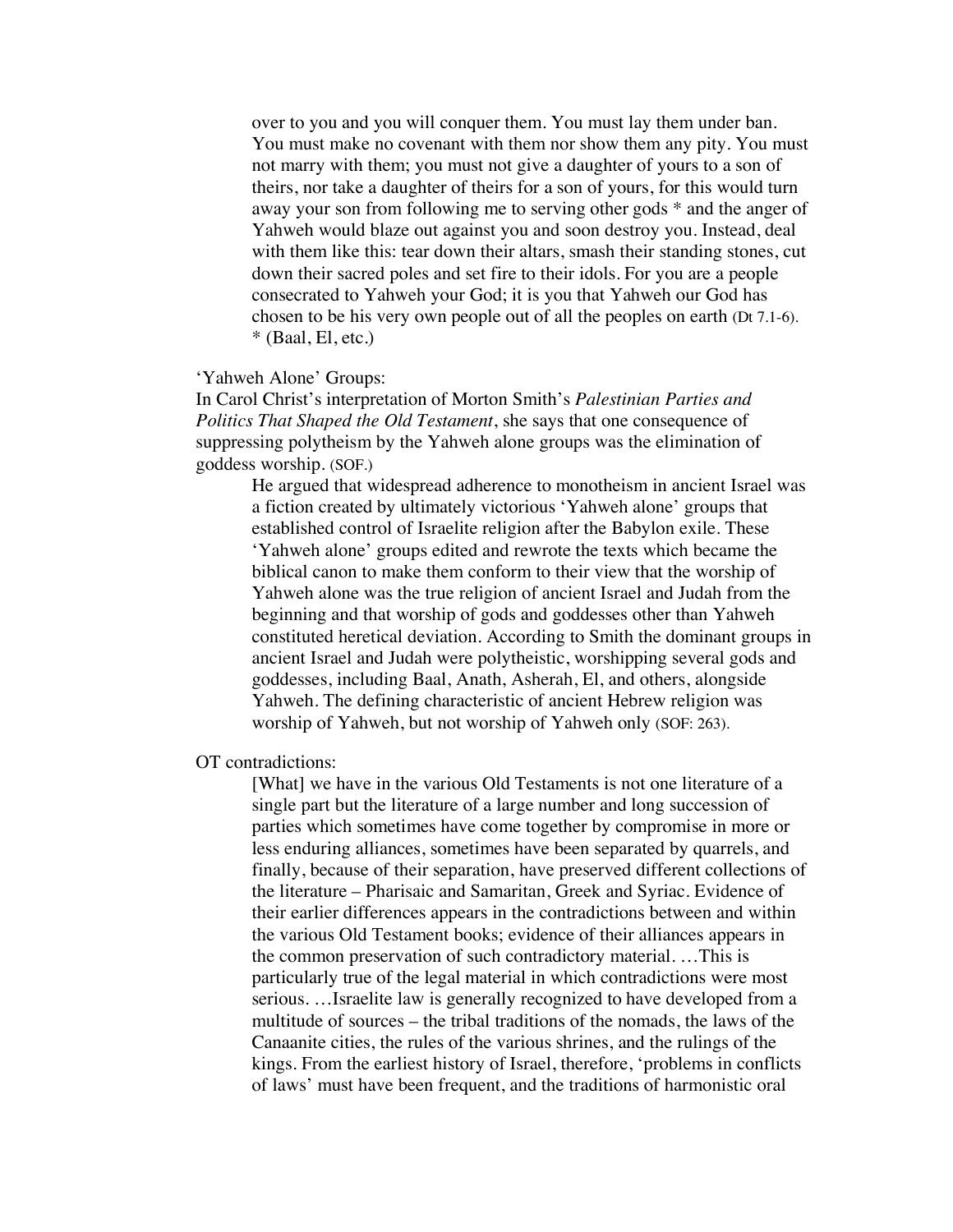> over to you and you will conquer them. You must lay them under ban. You must make no covenant with them nor show them any pity. You must not marry with them; you must not give a daughter of yours to a son of theirs, nor take a daughter of theirs for a son of yours, for this would turn away your son from following me to serving other gods * and the anger of Yahweh would blaze out against you and soon destroy you. Instead, deal with them like this: tear down their altars, smash their standing stones, cut down their sacred poles and set fire to their idols. For you are a people consecrated to Yahweh your God; it is you that Yahweh our God has chosen to be his very own people out of all the peoples on earth (Dt 7.1-6).
> * (Baal, El, etc.)

'Yahweh Alone' Groups:

In Carol Christ's interpretation of Morton Smith's *Palestinian Parties and Politics That Shaped the Old Testament*, she says that one consequence of suppressing polytheism by the Yahweh alone groups was the elimination of goddess worship. (SOF.)

> He argued that widespread adherence to monotheism in ancient Israel was a fiction created by ultimately victorious 'Yahweh alone' groups that established control of Israelite religion after the Babylon exile. These 'Yahweh alone' groups edited and rewrote the texts which became the biblical canon to make them conform to their view that the worship of Yahweh alone was the true religion of ancient Israel and Judah from the beginning and that worship of gods and goddesses other than Yahweh constituted heretical deviation. According to Smith the dominant groups in ancient Israel and Judah were polytheistic, worshipping several gods and goddesses, including Baal, Anath, Asherah, El, and others, alongside Yahweh. The defining characteristic of ancient Hebrew religion was worship of Yahweh, but not worship of Yahweh only (SOF: 263).

OT contradictions:

> [What] we have in the various Old Testaments is not one literature of a single part but the literature of a large number and long succession of parties which sometimes have come together by compromise in more or less enduring alliances, sometimes have been separated by quarrels, and finally, because of their separation, have preserved different collections of the literature – Pharisaic and Samaritan, Greek and Syriac. Evidence of their earlier differences appears in the contradictions between and within the various Old Testament books; evidence of their alliances appears in the common preservation of such contradictory material. …This is particularly true of the legal material in which contradictions were most serious. …Israelite law is generally recognized to have developed from a multitude of sources – the tribal traditions of the nomads, the laws of the Canaanite cities, the rules of the various shrines, and the rulings of the kings. From the earliest history of Israel, therefore, 'problems in conflicts of laws' must have been frequent, and the traditions of harmonistic oral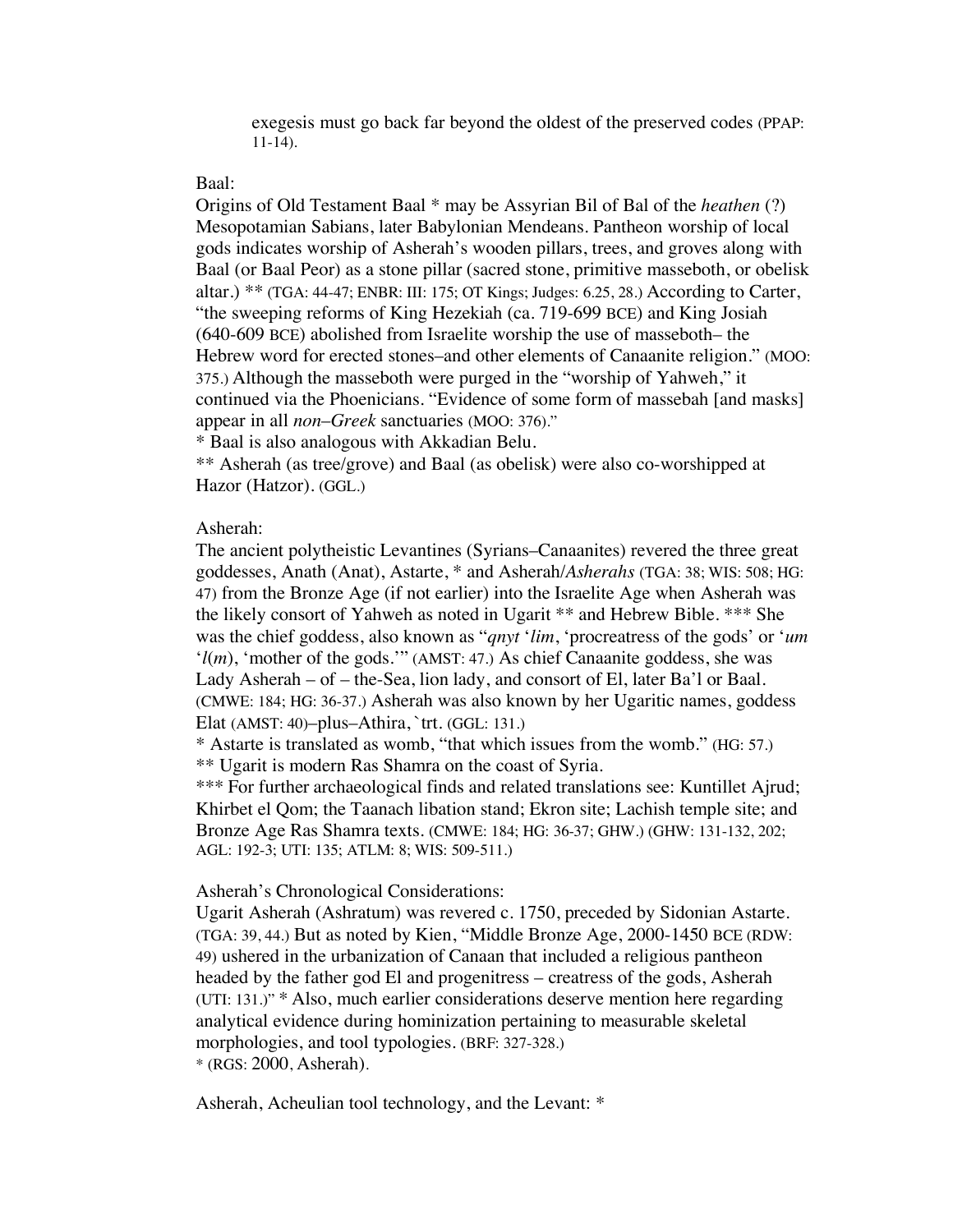exegesis must go back far beyond the oldest of the preserved codes (PPAP: 11-14).

Baal:

Origins of Old Testament Baal * may be Assyrian Bil of Bal of the *heathen* (?) Mesopotamian Sabians, later Babylonian Mendeans. Pantheon worship of local gods indicates worship of Asherah's wooden pillars, trees, and groves along with Baal (or Baal Peor) as a stone pillar (sacred stone, primitive masseboth, or obelisk altar.) ** (TGA: 44-47; ENBR: III: 175; OT Kings; Judges: 6.25, 28.) According to Carter, "the sweeping reforms of King Hezekiah (ca. 719-699 BCE) and King Josiah (640-609 BCE) abolished from Israelite worship the use of masseboth– the Hebrew word for erected stones–and other elements of Canaanite religion." (MOO: 375.) Although the masseboth were purged in the "worship of Yahweh," it continued via the Phoenicians. "Evidence of some form of massebah [and masks] appear in all *non–Greek* sanctuaries (MOO: 376)."

* Baal is also analogous with Akkadian Belu.

** Asherah (as tree/grove) and Baal (as obelisk) were also co-worshipped at Hazor (Hatzor). (GGL.)

Asherah:

The ancient polytheistic Levantines (Syrians–Canaanites) revered the three great goddesses, Anath (Anat), Astarte, * and Asherah/*Asherahs* (TGA: 38; WIS: 508; HG: 47) from the Bronze Age (if not earlier) into the Israelite Age when Asherah was the likely consort of Yahweh as noted in Ugarit ** and Hebrew Bible. *** She was the chief goddess, also known as "*qnyt* '*lim*, 'procreatress of the gods' or '*um* '*l*(*m*), 'mother of the gods.'" (AMST: 47.) As chief Canaanite goddess, she was Lady Asherah – of – the-Sea, lion lady, and consort of El, later Ba'l or Baal. (CMWE: 184; HG: 36-37.) Asherah was also known by her Ugaritic names, goddess Elat (AMST: 40)–plus–Athira, `trt. (GGL: 131.)

* Astarte is translated as womb, "that which issues from the womb." (HG: 57.)

** Ugarit is modern Ras Shamra on the coast of Syria.

*** For further archaeological finds and related translations see: Kuntillet Ajrud; Khirbet el Qom; the Taanach libation stand; Ekron site; Lachish temple site; and Bronze Age Ras Shamra texts. (CMWE: 184; HG: 36-37; GHW.) (GHW: 131-132, 202; AGL: 192-3; UTI: 135; ATLM: 8; WIS: 509-511.)

Asherah's Chronological Considerations:

Ugarit Asherah (Ashratum) was revered c. 1750, preceded by Sidonian Astarte. (TGA: 39, 44.) But as noted by Kien, "Middle Bronze Age, 2000-1450 BCE (RDW: 49) ushered in the urbanization of Canaan that included a religious pantheon headed by the father god El and progenitress – creatress of the gods, Asherah (UTI: 131.)" * Also, much earlier considerations deserve mention here regarding analytical evidence during hominization pertaining to measurable skeletal morphologies, and tool typologies. (BRF: 327-328.)

* (RGS: 2000, Asherah).

Asherah, Acheulian tool technology, and the Levant: *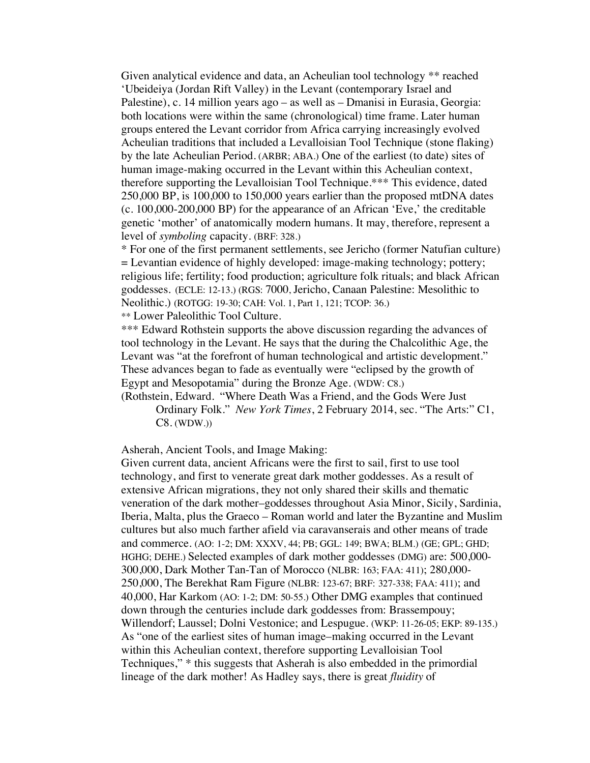Given analytical evidence and data, an Acheulian tool technology ** reached 'Ubeideiya (Jordan Rift Valley) in the Levant (contemporary Israel and Palestine), c. 14 million years ago – as well as – Dmanisi in Eurasia, Georgia: both locations were within the same (chronological) time frame. Later human groups entered the Levant corridor from Africa carrying increasingly evolved Acheulian traditions that included a Levalloisian Tool Technique (stone flaking) by the late Acheulian Period. (ARBR; ABA.) One of the earliest (to date) sites of human image-making occurred in the Levant within this Acheulian context, therefore supporting the Levalloisian Tool Technique.*** This evidence, dated 250,000 BP, is 100,000 to 150,000 years earlier than the proposed mtDNA dates (c. 100,000-200,000 BP) for the appearance of an African 'Eve,' the creditable genetic 'mother' of anatomically modern humans. It may, therefore, represent a level of *symboling* capacity. (BRF: 328.)

* For one of the first permanent settlements, see Jericho (former Natufian culture) = Levantian evidence of highly developed: image-making technology; pottery; religious life; fertility; food production; agriculture folk rituals; and black African goddesses. (ECLE: 12-13.) (RGS: 7000, Jericho, Canaan Palestine: Mesolithic to Neolithic.) (ROTGG: 19-30; CAH: Vol. 1, Part 1, 121; TCOP: 36.)

** Lower Paleolithic Tool Culture.

*** Edward Rothstein supports the above discussion regarding the advances of tool technology in the Levant. He says that the during the Chalcolithic Age, the Levant was "at the forefront of human technological and artistic development." These advances began to fade as eventually were "eclipsed by the growth of Egypt and Mesopotamia" during the Bronze Age. (WDW: C8.)

(Rothstein, Edward. "Where Death Was a Friend, and the Gods Were Just Ordinary Folk." *New York Times*, 2 February 2014, sec. "The Arts:" C1, C8. (WDW.))

Asherah, Ancient Tools, and Image Making:

Given current data, ancient Africans were the first to sail, first to use tool technology, and first to venerate great dark mother goddesses. As a result of extensive African migrations, they not only shared their skills and thematic veneration of the dark mother–goddesses throughout Asia Minor, Sicily, Sardinia, Iberia, Malta, plus the Graeco – Roman world and later the Byzantine and Muslim cultures but also much farther afield via caravanserais and other means of trade and commerce. (AO: 1-2; DM: XXXV, 44; PB; GGL: 149; BWA; BLM.) (GE; GPL; GHD; HGHG; DEHE.) Selected examples of dark mother goddesses (DMG) are: 500,000-300,000, Dark Mother Tan-Tan of Morocco (NLBR: 163; FAA: 411); 280,000-250,000, The Berekhat Ram Figure (NLBR: 123-67; BRF: 327-338; FAA: 411); and 40,000, Har Karkom (AO: 1-2; DM: 50-55.) Other DMG examples that continued down through the centuries include dark goddesses from: Brassempouy; Willendorf; Laussel; Dolni Vestonice; and Lespugue. (WKP: 11-26-05; EKP: 89-135.) As "one of the earliest sites of human image–making occurred in the Levant within this Acheulian context, therefore supporting Levalloisian Tool Techniques," * this suggests that Asherah is also embedded in the primordial lineage of the dark mother! As Hadley says, there is great *fluidity* of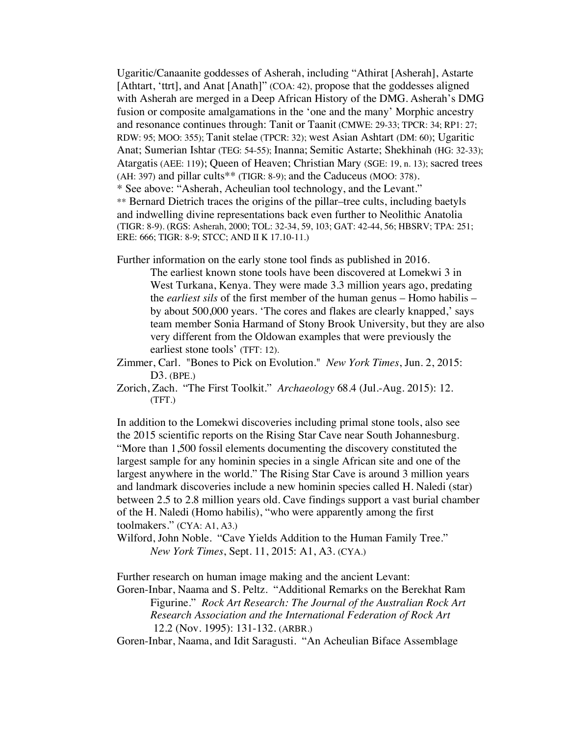Ugaritic/Canaanite goddesses of Asherah, including "Athirat [Asherah], Astarte [Athtart, 'ttrt], and Anat [Anath]" (COA: 42), propose that the goddesses aligned with Asherah are merged in a Deep African History of the DMG. Asherah's DMG fusion or composite amalgamations in the 'one and the many' Morphic ancestry and resonance continues through: Tanit or Taanit (CMWE: 29-33; TPCR: 34; RP1: 27; RDW: 95; MOO: 355); Tanit stelae (TPCR: 32); west Asian Ashtart (DM: 60); Ugaritic Anat; Sumerian Ishtar (TEG: 54-55); Inanna; Semitic Astarte; Shekhinah (HG: 32-33); Atargatis (AEE: 119); Queen of Heaven; Christian Mary (SGE: 19, n. 13); sacred trees (AH: 397) and pillar cults** (TIGR: 8-9); and the Caduceus (MOO: 378).

* See above: "Asherah, Acheulian tool technology, and the Levant."

** Bernard Dietrich traces the origins of the pillar–tree cults, including baetyls and indwelling divine representations back even further to Neolithic Anatolia (TIGR: 8-9). (RGS: Asherah, 2000; TOL: 32-34, 59, 103; GAT: 42-44, 56; HBSRV; TPA: 251; ERE: 666; TIGR: 8-9; STCC; AND II K 17.10-11.)

Further information on the early stone tool finds as published in 2016.

> The earliest known stone tools have been discovered at Lomekwi 3 in West Turkana, Kenya. They were made 3.3 million years ago, predating the *earliest sils* of the first member of the human genus – Homo habilis – by about 500,000 years. 'The cores and flakes are clearly knapped,' says team member Sonia Harmand of Stony Brook University, but they are also very different from the Oldowan examples that were previously the earliest stone tools' (TFT: 12).

Zimmer, Carl. "Bones to Pick on Evolution." *New York Times*, Jun. 2, 2015: D3. (BPE.)

Zorich, Zach. "The First Toolkit." *Archaeology* 68.4 (Jul.-Aug. 2015): 12. (TFT.)

In addition to the Lomekwi discoveries including primal stone tools, also see the 2015 scientific reports on the Rising Star Cave near South Johannesburg. "More than 1,500 fossil elements documenting the discovery constituted the largest sample for any hominin species in a single African site and one of the largest anywhere in the world." The Rising Star Cave is around 3 million years and landmark discoveries include a new hominin species called H. Naledi (star) between 2.5 to 2.8 million years old. Cave findings support a vast burial chamber of the H. Naledi (Homo habilis), "who were apparently among the first toolmakers." (CYA: A1, A3.)

Wilford, John Noble. "Cave Yields Addition to the Human Family Tree." *New York Times*, Sept. 11, 2015: A1, A3. (CYA.)

Further research on human image making and the ancient Levant:

Goren-Inbar, Naama and S. Peltz. "Additional Remarks on the Berekhat Ram Figurine." *Rock Art Research: The Journal of the Australian Rock Art Research Association and the International Federation of Rock Art* 12.2 (Nov. 1995): 131-132. (ARBR.)

Goren-Inbar, Naama, and Idit Saragusti. "An Acheulian Biface Assemblage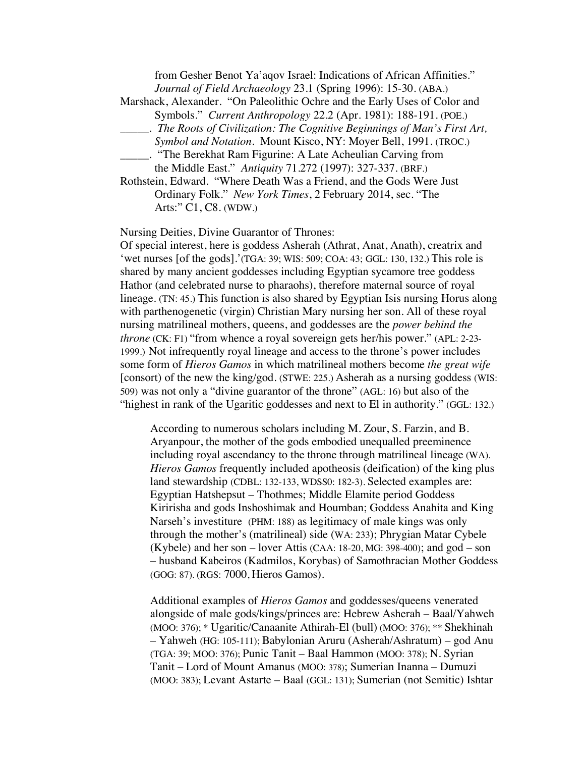from Gesher Benot Ya'aqov Israel: Indications of African Affinities." *Journal of Field Archaeology* 23.1 (Spring 1996): 15-30. (ABA.)

Marshack, Alexander. "On Paleolithic Ochre and the Early Uses of Color and Symbols." *Current Anthropology* 22.2 (Apr. 1981): 188-191. (POE.)

_____. *The Roots of Civilization: The Cognitive Beginnings of Man's First Art, Symbol and Notation*. Mount Kisco, NY: Moyer Bell, 1991. (TROC.)

_____. "The Berekhat Ram Figurine: A Late Acheulian Carving from the Middle East." *Antiquity* 71.272 (1997): 327-337. (BRF.)

Rothstein, Edward. "Where Death Was a Friend, and the Gods Were Just Ordinary Folk." *New York Times*, 2 February 2014, sec. "The Arts:" C1, C8. (WDW.)

Nursing Deities, Divine Guarantor of Thrones:

Of special interest, here is goddess Asherah (Athrat, Anat, Anath), creatrix and 'wet nurses [of the gods].'(TGA: 39; WIS: 509; COA: 43; GGL: 130, 132.) This role is shared by many ancient goddesses including Egyptian sycamore tree goddess Hathor (and celebrated nurse to pharaohs), therefore maternal source of royal lineage. (TN: 45.) This function is also shared by Egyptian Isis nursing Horus along with parthenogenetic (virgin) Christian Mary nursing her son. All of these royal nursing matrilineal mothers, queens, and goddesses are the *power behind the throne* (CK: F1) "from whence a royal sovereign gets her/his power." (APL: 2-23-1999.) Not infrequently royal lineage and access to the throne's power includes some form of *Hieros Gamos* in which matrilineal mothers become *the great wife* [consort) of the new the king/god. (STWE: 225.) Asherah as a nursing goddess (WIS: 509) was not only a "divine guarantor of the throne" (AGL: 16) but also of the "highest in rank of the Ugaritic goddesses and next to El in authority." (GGL: 132.)

> According to numerous scholars including M. Zour, S. Farzin, and B. Aryanpour, the mother of the gods embodied unequalled preeminence including royal ascendancy to the throne through matrilineal lineage (WA). *Hieros Gamos* frequently included apotheosis (deification) of the king plus land stewardship (CDBL: 132-133, WDSS0: 182-3). Selected examples are: Egyptian Hatshepsut – Thothmes; Middle Elamite period Goddess Kiririsha and gods Inshoshimak and Houmban; Goddess Anahita and King Narseh's investiture (PHM: 188) as legitimacy of male kings was only through the mother's (matrilineal) side (WA: 233); Phrygian Matar Cybele (Kybele) and her son – lover Attis (CAA: 18-20, MG: 398-400); and god – son – husband Kabeiros (Kadmilos, Korybas) of Samothracian Mother Goddess (GOG: 87). (RGS: 7000, Hieros Gamos).
>
> Additional examples of *Hieros Gamos* and goddesses/queens venerated alongside of male gods/kings/princes are: Hebrew Asherah – Baal/Yahweh (MOO: 376); * Ugaritic/Canaanite Athirah-El (bull) (MOO: 376); ** Shekhinah – Yahweh (HG: 105-111); Babylonian Aruru (Asherah/Ashratum) – god Anu (TGA: 39; MOO: 376); Punic Tanit – Baal Hammon (MOO: 378); N. Syrian Tanit – Lord of Mount Amanus (MOO: 378); Sumerian Inanna – Dumuzi (MOO: 383); Levant Astarte – Baal (GGL: 131); Sumerian (not Semitic) Ishtar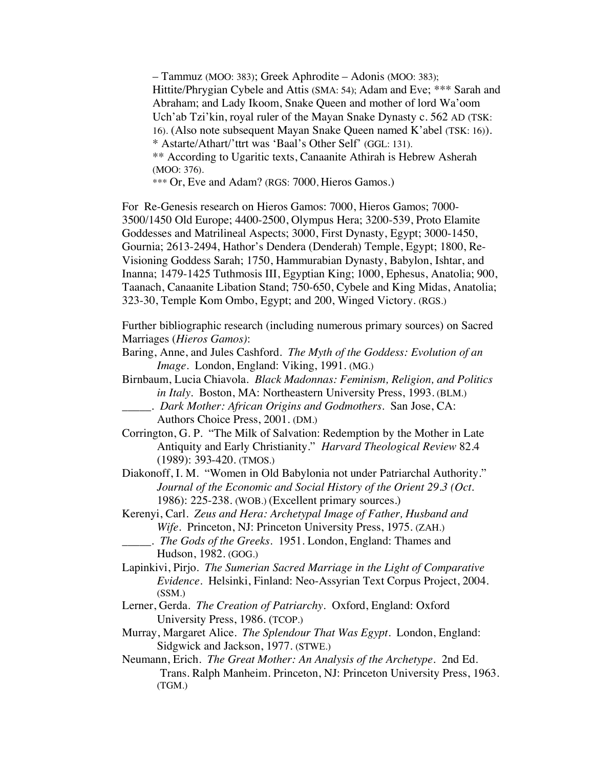– Tammuz (MOO: 383); Greek Aphrodite – Adonis (MOO: 383); Hittite/Phrygian Cybele and Attis (SMA: 54); Adam and Eve; *** Sarah and Abraham; and Lady Ikoom, Snake Queen and mother of lord Wa'oom Uch'ab Tzi'kin, royal ruler of the Mayan Snake Dynasty c. 562 AD (TSK: 16). (Also note subsequent Mayan Snake Queen named K'abel (TSK: 16)).
* Astarte/Athart/'ttrt was 'Baal's Other Self' (GGL: 131).
** According to Ugaritic texts, Canaanite Athirah is Hebrew Asherah (MOO: 376).
*** Or, Eve and Adam? (RGS: 7000, Hieros Gamos.)

For Re-Genesis research on Hieros Gamos: 7000, Hieros Gamos; 7000-3500/1450 Old Europe; 4400-2500, Olympus Hera; 3200-539, Proto Elamite Goddesses and Matrilineal Aspects; 3000, First Dynasty, Egypt; 3000-1450, Gournia; 2613-2494, Hathor's Dendera (Denderah) Temple, Egypt; 1800, Re-Visioning Goddess Sarah; 1750, Hammurabian Dynasty, Babylon, Ishtar, and Inanna; 1479-1425 Tuthmosis III, Egyptian King; 1000, Ephesus, Anatolia; 900, Taanach, Canaanite Libation Stand; 750-650, Cybele and King Midas, Anatolia; 323-30, Temple Kom Ombo, Egypt; and 200, Winged Victory. (RGS.)

Further bibliographic research (including numerous primary sources) on Sacred Marriages (*Hieros Gamos)*:

Baring, Anne, and Jules Cashford. *The Myth of the Goddess: Evolution of an Image*. London, England: Viking, 1991. (MG.)

Birnbaum, Lucia Chiavola. *Black Madonnas: Feminism, Religion, and Politics in Italy*. Boston, MA: Northeastern University Press, 1993. (BLM.)

_____. *Dark Mother: African Origins and Godmothers*. San Jose, CA: Authors Choice Press, 2001. (DM.)

Corrington, G. P. "The Milk of Salvation: Redemption by the Mother in Late Antiquity and Early Christianity." *Harvard Theological Review* 82.4 (1989): 393-420. (TMOS.)

Diakonoff, I. M. "Women in Old Babylonia not under Patriarchal Authority." *Journal of the Economic and Social History of the Orient 29.3 (Oct.* 1986): 225-238. (WOB.) (Excellent primary sources.)

Kerenyi, Carl. *Zeus and Hera: Archetypal Image of Father, Husband and Wife*. Princeton, NJ: Princeton University Press, 1975. (ZAH.)

_____. *The Gods of the Greeks*. 1951. London, England: Thames and Hudson, 1982. (GOG.)

Lapinkivi, Pirjo. *The Sumerian Sacred Marriage in the Light of Comparative Evidence*. Helsinki, Finland: Neo-Assyrian Text Corpus Project, 2004. (SSM.)

Lerner, Gerda. *The Creation of Patriarchy*. Oxford, England: Oxford University Press, 1986. (TCOP.)

Murray, Margaret Alice. *The Splendour That Was Egypt*. London, England: Sidgwick and Jackson, 1977. (STWE.)

Neumann, Erich. *The Great Mother: An Analysis of the Archetype*. 2nd Ed. Trans. Ralph Manheim. Princeton, NJ: Princeton University Press, 1963. (TGM.)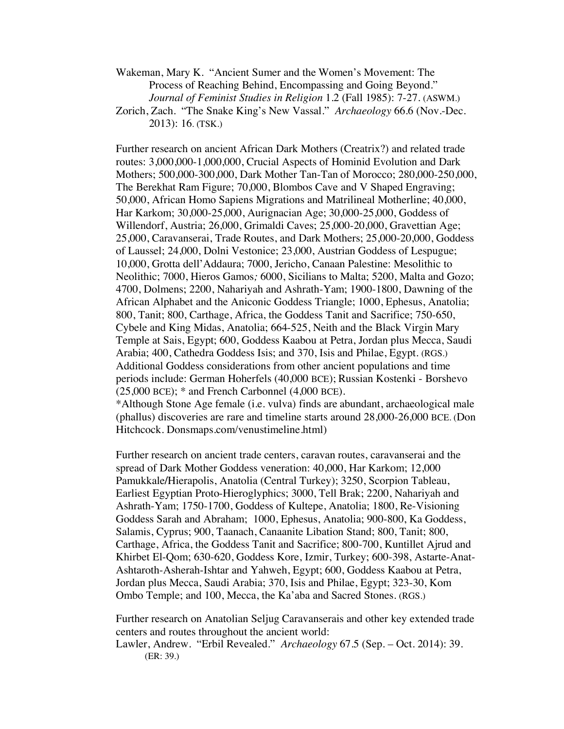Wakeman, Mary K. "Ancient Sumer and the Women's Movement: The Process of Reaching Behind, Encompassing and Going Beyond." *Journal of Feminist Studies in Religion* 1.2 (Fall 1985): 7-27. (ASWM.)

Zorich, Zach. "The Snake King's New Vassal." *Archaeology* 66.6 (Nov.-Dec. 2013): 16. (TSK.)

Further research on ancient African Dark Mothers (Creatrix?) and related trade routes: 3,000,000-1,000,000, Crucial Aspects of Hominid Evolution and Dark Mothers; 500,000-300,000, Dark Mother Tan-Tan of Morocco; 280,000-250,000, The Berekhat Ram Figure; 70,000, Blombos Cave and V Shaped Engraving; 50,000, African Homo Sapiens Migrations and Matrilineal Motherline; 40,000, Har Karkom; 30,000-25,000, Aurignacian Age; 30,000-25,000, Goddess of Willendorf, Austria; 26,000, Grimaldi Caves; 25,000-20,000, Gravettian Age; 25,000, Caravanserai, Trade Routes, and Dark Mothers; 25,000-20,000, Goddess of Laussel; 24,000, Dolni Vestonice; 23,000, Austrian Goddess of Lespugue; 10,000, Grotta dell'Addaura; 7000, Jericho, Canaan Palestine: Mesolithic to Neolithic; 7000, Hieros Gamos*;* 6000, Sicilians to Malta; 5200, Malta and Gozo; 4700, Dolmens; 2200, Nahariyah and Ashrath-Yam; 1900-1800, Dawning of the African Alphabet and the Aniconic Goddess Triangle; 1000, Ephesus, Anatolia; 800, Tanit; 800, Carthage, Africa, the Goddess Tanit and Sacrifice; 750-650, Cybele and King Midas, Anatolia; 664-525, Neith and the Black Virgin Mary Temple at Sais, Egypt; 600, Goddess Kaabou at Petra, Jordan plus Mecca, Saudi Arabia; 400, Cathedra Goddess Isis; and 370, Isis and Philae, Egypt. (RGS.) Additional Goddess considerations from other ancient populations and time periods include: German Hoherfels (40,000 BCE); Russian Kostenki - Borshevo (25,000 BCE); * and French Carbonnel (4,000 BCE).

*Although Stone Age female (i.e. vulva) finds are abundant, archaeological male (phallus) discoveries are rare and timeline starts around 28,000-26,000 BCE. (Don Hitchcock. Donsmaps.com/venustimeline.html)

Further research on ancient trade centers, caravan routes, caravanserai and the spread of Dark Mother Goddess veneration: 40,000, Har Karkom; 12,000 Pamukkale/Hierapolis, Anatolia (Central Turkey); 3250, Scorpion Tableau, Earliest Egyptian Proto-Hieroglyphics; 3000, Tell Brak; 2200, Nahariyah and Ashrath-Yam; 1750-1700, Goddess of Kultepe, Anatolia; 1800, Re-Visioning Goddess Sarah and Abraham; 1000, Ephesus, Anatolia; 900-800, Ka Goddess, Salamis, Cyprus; 900, Taanach, Canaanite Libation Stand; 800, Tanit; 800, Carthage, Africa, the Goddess Tanit and Sacrifice; 800-700, Kuntillet Ajrud and Khirbet El-Qom; 630-620, Goddess Kore, Izmir, Turkey; 600-398, Astarte-Anat-Ashtaroth-Asherah-Ishtar and Yahweh, Egypt; 600, Goddess Kaabou at Petra, Jordan plus Mecca, Saudi Arabia; 370, Isis and Philae, Egypt; 323-30, Kom Ombo Temple; and 100, Mecca, the Ka'aba and Sacred Stones. (RGS.)

Further research on Anatolian Seljug Caravanserais and other key extended trade centers and routes throughout the ancient world:

Lawler, Andrew. "Erbil Revealed." *Archaeology* 67.5 (Sep. – Oct. 2014): 39. (ER: 39.)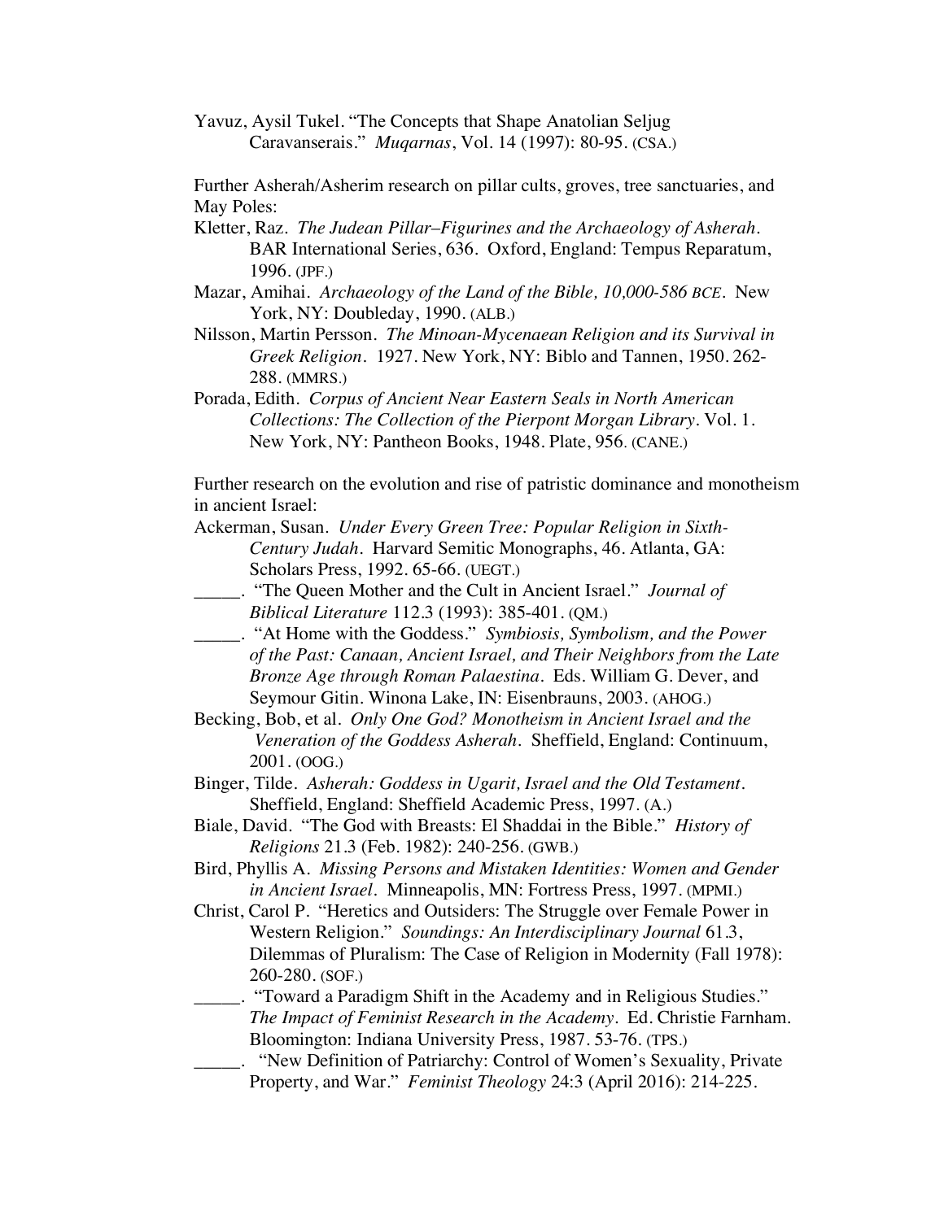Yavuz, Aysil Tukel. "The Concepts that Shape Anatolian Seljug Caravanserais." *Muqarnas*, Vol. 14 (1997): 80-95. (CSA.)

Further Asherah/Asherim research on pillar cults, groves, tree sanctuaries, and May Poles:

Kletter, Raz. *The Judean Pillar–Figurines and the Archaeology of Asherah*. BAR International Series, 636. Oxford, England: Tempus Reparatum, 1996. (JPF.)

Mazar, Amihai. *Archaeology of the Land of the Bible, 10,000-586 BCE*. New York, NY: Doubleday, 1990. (ALB.)

Nilsson, Martin Persson. *The Minoan-Mycenaean Religion and its Survival in Greek Religion*. 1927. New York, NY: Biblo and Tannen, 1950. 262-288. (MMRS.)

Porada, Edith. *Corpus of Ancient Near Eastern Seals in North American Collections: The Collection of the Pierpont Morgan Library*. Vol. 1. New York, NY: Pantheon Books, 1948. Plate, 956. (CANE.)

Further research on the evolution and rise of patristic dominance and monotheism in ancient Israel:

Ackerman, Susan. *Under Every Green Tree: Popular Religion in Sixth-Century Judah*. Harvard Semitic Monographs, 46. Atlanta, GA: Scholars Press, 1992. 65-66. (UEGT.)

_____. "The Queen Mother and the Cult in Ancient Israel." *Journal of Biblical Literature* 112.3 (1993): 385-401. (QM.)

_____. "At Home with the Goddess." *Symbiosis, Symbolism, and the Power of the Past: Canaan, Ancient Israel, and Their Neighbors from the Late Bronze Age through Roman Palaestina*. Eds. William G. Dever, and Seymour Gitin. Winona Lake, IN: Eisenbrauns, 2003. (AHOG.)

Becking, Bob, et al. *Only One God? Monotheism in Ancient Israel and the Veneration of the Goddess Asherah*. Sheffield, England: Continuum, 2001. (OOG.)

Binger, Tilde. *Asherah: Goddess in Ugarit, Israel and the Old Testament*. Sheffield, England: Sheffield Academic Press, 1997. (A.)

Biale, David. "The God with Breasts: El Shaddai in the Bible." *History of Religions* 21.3 (Feb. 1982): 240-256. (GWB.)

Bird, Phyllis A. *Missing Persons and Mistaken Identities: Women and Gender in Ancient Israel*. Minneapolis, MN: Fortress Press, 1997. (MPMI.)

Christ, Carol P. "Heretics and Outsiders: The Struggle over Female Power in Western Religion." *Soundings: An Interdisciplinary Journal* 61.3, Dilemmas of Pluralism: The Case of Religion in Modernity (Fall 1978): 260-280. (SOF.)

_____. "Toward a Paradigm Shift in the Academy and in Religious Studies." *The Impact of Feminist Research in the Academy*. Ed. Christie Farnham. Bloomington: Indiana University Press, 1987. 53-76. (TPS.)

_____. "New Definition of Patriarchy: Control of Women's Sexuality, Private Property, and War." *Feminist Theology* 24:3 (April 2016): 214-225.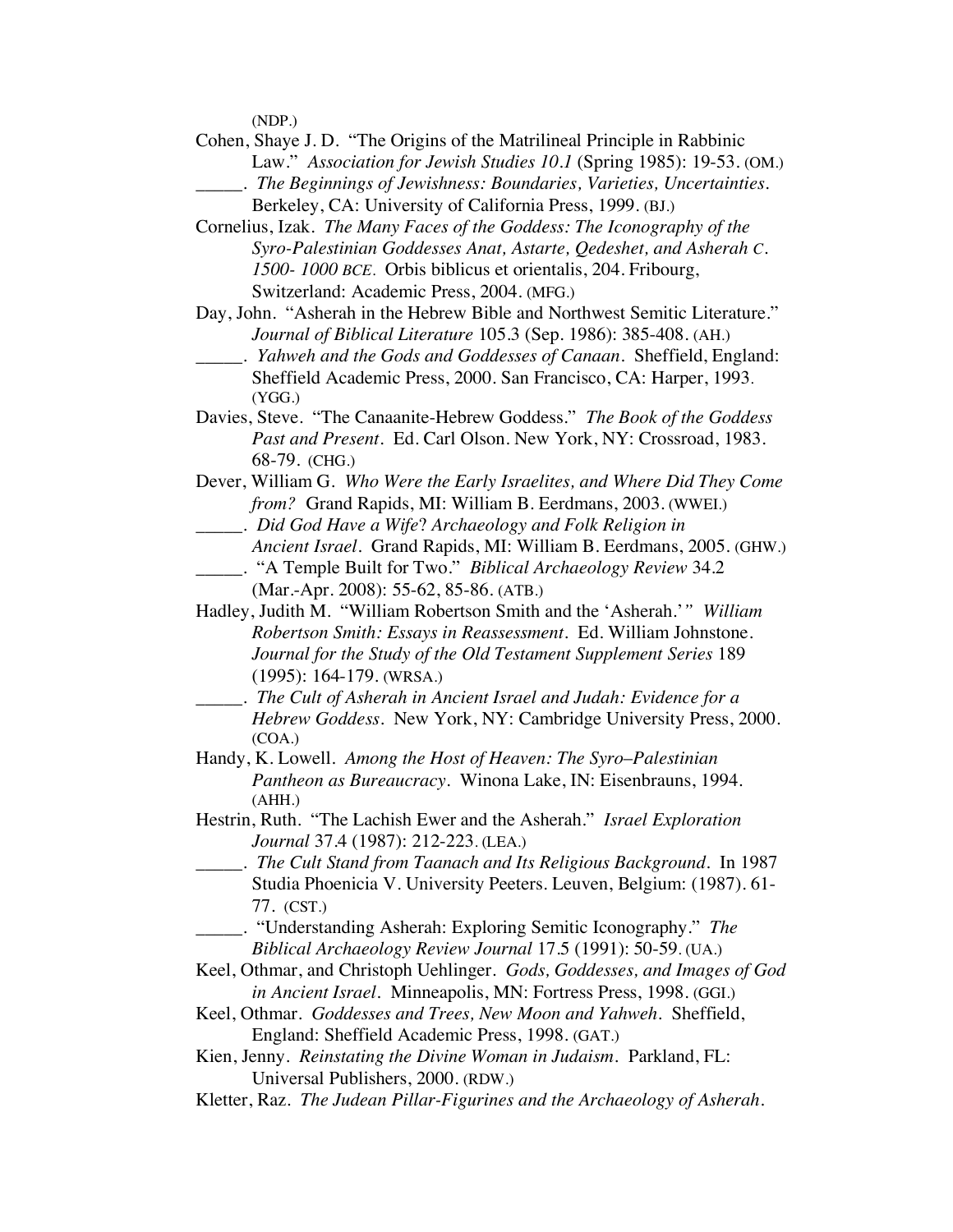(NDP.)

Cohen, Shaye J. D. "The Origins of the Matrilineal Principle in Rabbinic Law." *Association for Jewish Studies 10.1* (Spring 1985): 19-53. (OM.)

_____. *The Beginnings of Jewishness: Boundaries, Varieties, Uncertainties.* Berkeley, CA: University of California Press, 1999. (BJ.)

Cornelius, Izak. *The Many Faces of the Goddess: The Iconography of the Syro-Palestinian Goddesses Anat, Astarte, Qedeshet, and Asherah C. 1500- 1000 BCE.* Orbis biblicus et orientalis, 204. Fribourg, Switzerland: Academic Press, 2004. (MFG.)

Day, John. "Asherah in the Hebrew Bible and Northwest Semitic Literature." *Journal of Biblical Literature* 105.3 (Sep. 1986): 385-408. (AH.)

_____. *Yahweh and the Gods and Goddesses of Canaan.* Sheffield, England: Sheffield Academic Press, 2000. San Francisco, CA: Harper, 1993. (YGG.)

Davies, Steve. "The Canaanite-Hebrew Goddess." *The Book of the Goddess Past and Present.* Ed. Carl Olson. New York, NY: Crossroad, 1983. 68-79. (CHG.)

Dever, William G. *Who Were the Early Israelites, and Where Did They Come from?* Grand Rapids, MI: William B. Eerdmans, 2003. (WWEI.)

_____. *Did God Have a Wife? Archaeology and Folk Religion in Ancient Israel.* Grand Rapids, MI: William B. Eerdmans, 2005. (GHW.)

_____. "A Temple Built for Two." *Biblical Archaeology Review* 34.2 (Mar.-Apr. 2008): 55-62, 85-86. (ATB.)

Hadley, Judith M. "William Robertson Smith and the 'Asherah.'" *William Robertson Smith: Essays in Reassessment.* Ed. William Johnstone. *Journal for the Study of the Old Testament Supplement Series* 189 (1995): 164-179. (WRSA.)

_____. *The Cult of Asherah in Ancient Israel and Judah: Evidence for a Hebrew Goddess.* New York, NY: Cambridge University Press, 2000. (COA.)

Handy, K. Lowell. *Among the Host of Heaven: The Syro–Palestinian Pantheon as Bureaucracy.* Winona Lake, IN: Eisenbrauns, 1994. (AHH.)

Hestrin, Ruth. "The Lachish Ewer and the Asherah." *Israel Exploration Journal* 37.4 (1987): 212-223. (LEA.)

_____. *The Cult Stand from Taanach and Its Religious Background.* In 1987 Studia Phoenicia V. University Peeters. Leuven, Belgium: (1987). 61-77. (CST.)

_____. "Understanding Asherah: Exploring Semitic Iconography." *The Biblical Archaeology Review Journal* 17.5 (1991): 50-59. (UA.)

Keel, Othmar, and Christoph Uehlinger. *Gods, Goddesses, and Images of God in Ancient Israel.* Minneapolis, MN: Fortress Press, 1998. (GGI.)

Keel, Othmar. *Goddesses and Trees, New Moon and Yahweh.* Sheffield, England: Sheffield Academic Press, 1998. (GAT.)

Kien, Jenny. *Reinstating the Divine Woman in Judaism.* Parkland, FL: Universal Publishers, 2000. (RDW.)

Kletter, Raz. *The Judean Pillar-Figurines and the Archaeology of Asherah.*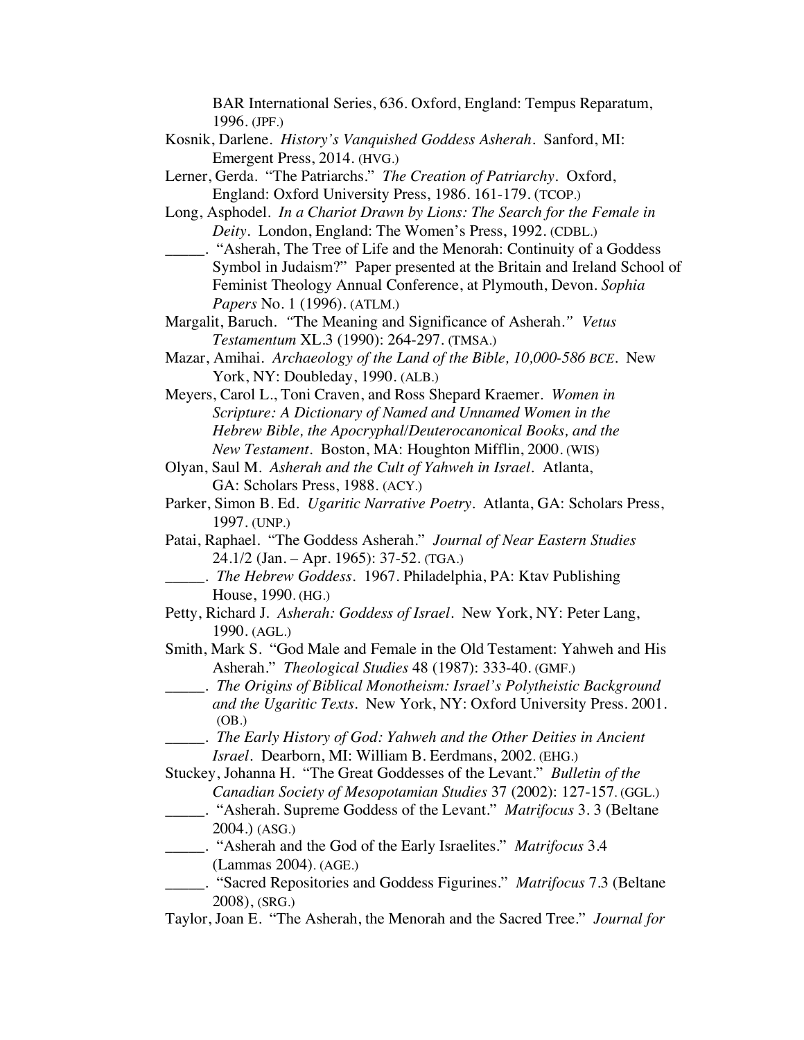BAR International Series, 636. Oxford, England: Tempus Reparatum, 1996. (JPF.)

Kosnik, Darlene. *History's Vanquished Goddess Asherah*. Sanford, MI: Emergent Press, 2014. (HVG.)

Lerner, Gerda. "The Patriarchs." *The Creation of Patriarchy*. Oxford, England: Oxford University Press, 1986. 161-179. (TCOP.)

Long, Asphodel. *In a Chariot Drawn by Lions: The Search for the Female in Deity*. London, England: The Women's Press, 1992. (CDBL.)

_____. "Asherah, The Tree of Life and the Menorah: Continuity of a Goddess Symbol in Judaism?" Paper presented at the Britain and Ireland School of Feminist Theology Annual Conference, at Plymouth, Devon. *Sophia Papers* No. 1 (1996). (ATLM.)

Margalit, Baruch. "The Meaning and Significance of Asherah." *Vetus Testamentum* XL.3 (1990): 264-297. (TMSA.)

Mazar, Amihai. *Archaeology of the Land of the Bible, 10,000-586 BCE*. New York, NY: Doubleday, 1990. (ALB.)

Meyers, Carol L., Toni Craven, and Ross Shepard Kraemer. *Women in Scripture: A Dictionary of Named and Unnamed Women in the Hebrew Bible, the Apocryphal/Deuterocanonical Books, and the New Testament*. Boston, MA: Houghton Mifflin, 2000. (WIS)

Olyan, Saul M. *Asherah and the Cult of Yahweh in Israel*. Atlanta, GA: Scholars Press, 1988. (ACY.)

Parker, Simon B. Ed. *Ugaritic Narrative Poetry*. Atlanta, GA: Scholars Press, 1997. (UNP.)

Patai, Raphael. "The Goddess Asherah." *Journal of Near Eastern Studies* 24.1/2 (Jan. – Apr. 1965): 37-52. (TGA.)

_____. *The Hebrew Goddess*. 1967. Philadelphia, PA: Ktav Publishing House, 1990. (HG.)

Petty, Richard J. *Asherah: Goddess of Israel*. New York, NY: Peter Lang, 1990. (AGL.)

Smith, Mark S. "God Male and Female in the Old Testament: Yahweh and His Asherah." *Theological Studies* 48 (1987): 333-40. (GMF.)

_____. *The Origins of Biblical Monotheism: Israel's Polytheistic Background and the Ugaritic Texts*. New York, NY: Oxford University Press. 2001. (OB.)

_____. *The Early History of God: Yahweh and the Other Deities in Ancient Israel*. Dearborn, MI: William B. Eerdmans, 2002. (EHG.)

Stuckey, Johanna H. "The Great Goddesses of the Levant." *Bulletin of the Canadian Society of Mesopotamian Studies* 37 (2002): 127-157. (GGL.)

_____. "Asherah. Supreme Goddess of the Levant." *Matrifocus* 3. 3 (Beltane 2004.) (ASG.)

_____. "Asherah and the God of the Early Israelites." *Matrifocus* 3.4 (Lammas 2004). (AGE.)

_____. "Sacred Repositories and Goddess Figurines." *Matrifocus* 7.3 (Beltane 2008), (SRG.)

Taylor, Joan E. "The Asherah, the Menorah and the Sacred Tree." *Journal for*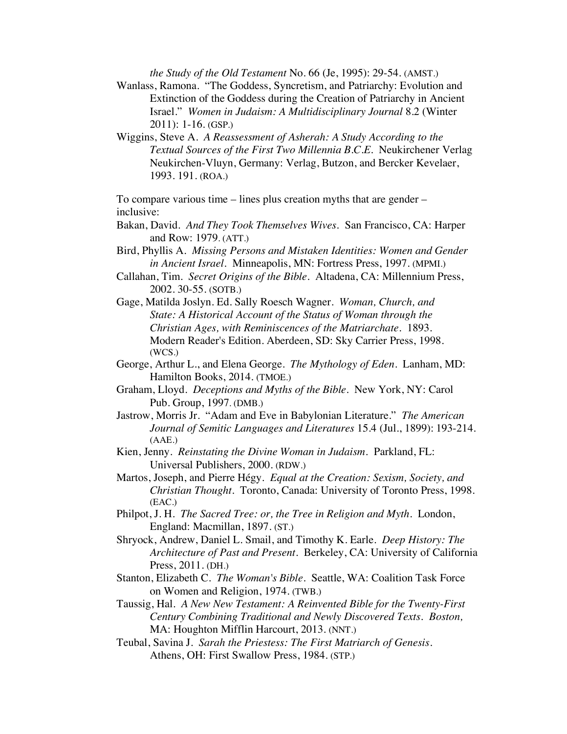*the Study of the Old Testament* No. 66 (Je, 1995): 29-54. (AMST.)

Wanlass, Ramona. "The Goddess, Syncretism, and Patriarchy: Evolution and Extinction of the Goddess during the Creation of Patriarchy in Ancient Israel." *Women in Judaism: A Multidisciplinary Journal* 8.2 (Winter 2011): 1-16. (GSP.)

Wiggins, Steve A. *A Reassessment of Asherah: A Study According to the Textual Sources of the First Two Millennia B.C.E.* Neukirchener Verlag Neukirchen-Vluyn, Germany: Verlag, Butzon, and Bercker Kevelaer, 1993. 191. (ROA.)

To compare various time – lines plus creation myths that are gender – inclusive:

Bakan, David. *And They Took Themselves Wives*. San Francisco, CA: Harper and Row: 1979. (ATT.)

Bird, Phyllis A. *Missing Persons and Mistaken Identities: Women and Gender in Ancient Israel*. Minneapolis, MN: Fortress Press, 1997. (MPMI.)

Callahan, Tim. *Secret Origins of the Bible*. Altadena, CA: Millennium Press, 2002. 30-55. (SOTB.)

Gage, Matilda Joslyn. Ed. Sally Roesch Wagner. *Woman, Church, and State: A Historical Account of the Status of Woman through the Christian Ages, with Reminiscences of the Matriarchate*. 1893. Modern Reader's Edition. Aberdeen, SD: Sky Carrier Press, 1998. (WCS.)

George, Arthur L., and Elena George. *The Mythology of Eden*. Lanham, MD: Hamilton Books, 2014. (TMOE.)

Graham, Lloyd. *Deceptions and Myths of the Bible*. New York, NY: Carol Pub. Group, 1997. (DMB.)

Jastrow, Morris Jr. "Adam and Eve in Babylonian Literature." *The American Journal of Semitic Languages and Literatures* 15.4 (Jul., 1899): 193-214. (AAE.)

Kien, Jenny. *Reinstating the Divine Woman in Judaism*. Parkland, FL: Universal Publishers, 2000. (RDW.)

Martos, Joseph, and Pierre Hégy. *Equal at the Creation: Sexism, Society, and Christian Thought*. Toronto, Canada: University of Toronto Press, 1998. (EAC.)

Philpot, J. H. *The Sacred Tree: or, the Tree in Religion and Myth*. London, England: Macmillan, 1897. (ST.)

Shryock, Andrew, Daniel L. Smail, and Timothy K. Earle. *Deep History: The Architecture of Past and Present*. Berkeley, CA: University of California Press, 2011. (DH.)

Stanton, Elizabeth C. *The Woman's Bible*. Seattle, WA: Coalition Task Force on Women and Religion, 1974. (TWB.)

Taussig, Hal. *A New New Testament: A Reinvented Bible for the Twenty-First Century Combining Traditional and Newly Discovered Texts. Boston,* MA: Houghton Mifflin Harcourt, 2013. (NNT.)

Teubal, Savina J. *Sarah the Priestess: The First Matriarch of Genesis*. Athens, OH: First Swallow Press, 1984. (STP.)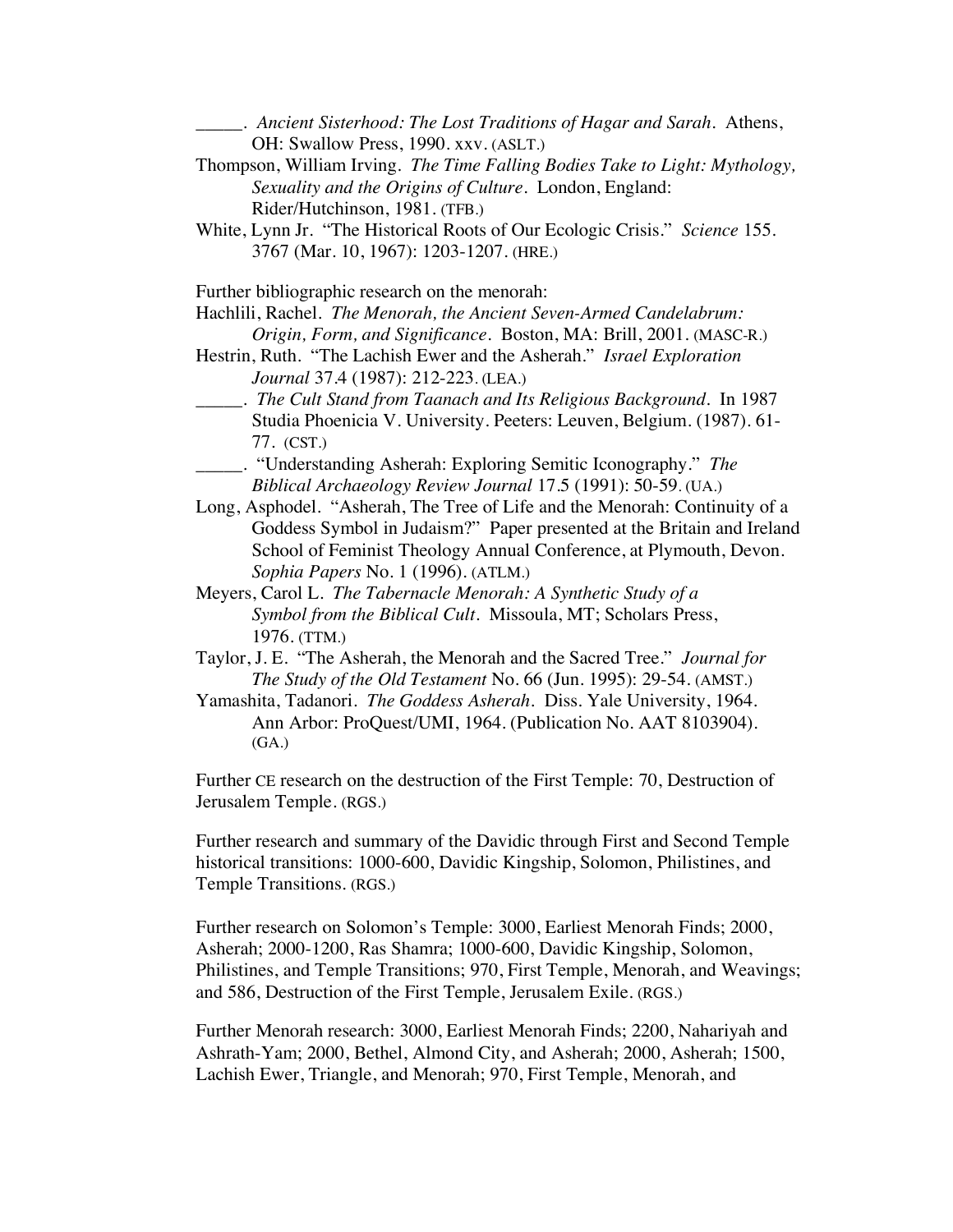\_\_\_\_\_. *Ancient Sisterhood: The Lost Traditions of Hagar and Sarah*. Athens, OH: Swallow Press, 1990. xxv. (ASLT.)

Thompson, William Irving. *The Time Falling Bodies Take to Light: Mythology, Sexuality and the Origins of Culture*. London, England: Rider/Hutchinson, 1981. (TFB.)

White, Lynn Jr. "The Historical Roots of Our Ecologic Crisis." *Science* 155. 3767 (Mar. 10, 1967): 1203-1207. (HRE.)

Further bibliographic research on the menorah:

Hachlili, Rachel. *The Menorah, the Ancient Seven-Armed Candelabrum: Origin, Form, and Significance*. Boston, MA: Brill, 2001. (MASC-R.)

Hestrin, Ruth. "The Lachish Ewer and the Asherah." *Israel Exploration Journal* 37.4 (1987): 212-223. (LEA.)

\_\_\_\_\_. *The Cult Stand from Taanach and Its Religious Background*. In 1987 Studia Phoenicia V. University. Peeters: Leuven, Belgium. (1987). 61-77. (CST.)

\_\_\_\_\_. "Understanding Asherah: Exploring Semitic Iconography." *The Biblical Archaeology Review Journal* 17.5 (1991): 50-59. (UA.)

Long, Asphodel. "Asherah, The Tree of Life and the Menorah: Continuity of a Goddess Symbol in Judaism?" Paper presented at the Britain and Ireland School of Feminist Theology Annual Conference, at Plymouth, Devon. *Sophia Papers* No. 1 (1996). (ATLM.)

Meyers, Carol L. *The Tabernacle Menorah: A Synthetic Study of a Symbol from the Biblical Cult*. Missoula, MT; Scholars Press, 1976. (TTM.)

Taylor, J. E. "The Asherah, the Menorah and the Sacred Tree." *Journal for The Study of the Old Testament* No. 66 (Jun. 1995): 29-54. (AMST.)

Yamashita, Tadanori. *The Goddess Asherah*. Diss. Yale University, 1964. Ann Arbor: ProQuest/UMI, 1964. (Publication No. AAT 8103904). (GA.)

Further CE research on the destruction of the First Temple: 70, Destruction of Jerusalem Temple. (RGS.)

Further research and summary of the Davidic through First and Second Temple historical transitions: 1000-600, Davidic Kingship, Solomon, Philistines, and Temple Transitions. (RGS.)

Further research on Solomon's Temple: 3000, Earliest Menorah Finds; 2000, Asherah; 2000-1200, Ras Shamra; 1000-600, Davidic Kingship, Solomon, Philistines, and Temple Transitions; 970, First Temple, Menorah, and Weavings; and 586, Destruction of the First Temple, Jerusalem Exile. (RGS.)

Further Menorah research: 3000, Earliest Menorah Finds; 2200, Nahariyah and Ashrath-Yam; 2000, Bethel, Almond City, and Asherah; 2000, Asherah; 1500, Lachish Ewer, Triangle, and Menorah; 970, First Temple, Menorah, and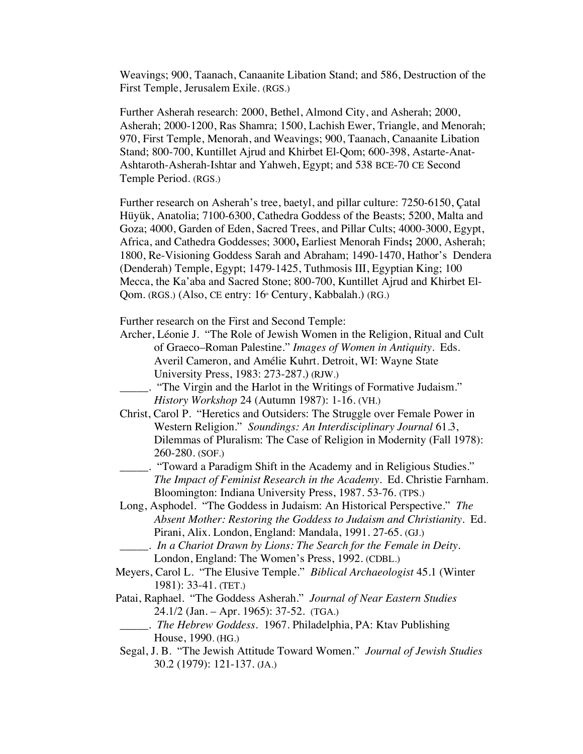Weavings; 900, Taanach, Canaanite Libation Stand; and 586, Destruction of the First Temple, Jerusalem Exile. (RGS.)

Further Asherah research: 2000, Bethel, Almond City, and Asherah; 2000, Asherah; 2000-1200, Ras Shamra; 1500, Lachish Ewer, Triangle, and Menorah; 970, First Temple, Menorah, and Weavings; 900, Taanach, Canaanite Libation Stand; 800-700, Kuntillet Ajrud and Khirbet El-Qom; 600-398, Astarte-Anat-Ashtaroth-Asherah-Ishtar and Yahweh, Egypt; and 538 BCE-70 CE Second Temple Period. (RGS.)

Further research on Asherah's tree, baetyl, and pillar culture: 7250-6150, Çatal Hüyük, Anatolia; 7100-6300, Cathedra Goddess of the Beasts; 5200, Malta and Goza; 4000, Garden of Eden, Sacred Trees, and Pillar Cults; 4000-3000, Egypt, Africa, and Cathedra Goddesses; 3000**,** Earliest Menorah Finds**;** 2000, Asherah; 1800, Re-Visioning Goddess Sarah and Abraham; 1490-1470, Hathor's Dendera (Denderah) Temple, Egypt; 1479-1425, Tuthmosis III, Egyptian King; 100 Mecca, the Ka'aba and Sacred Stone; 800-700, Kuntillet Ajrud and Khirbet El-Qom. (RGS.) (Also, CE entry: 16th Century, Kabbalah.) (RG.)

Further research on the First and Second Temple:

Archer, Léonie J. "The Role of Jewish Women in the Religion, Ritual and Cult of Graeco–Roman Palestine." *Images of Women in Antiquity*. Eds. Averil Cameron, and Amélie Kuhrt. Detroit, WI: Wayne State University Press, 1983: 273-287.) (RJW.)

_____. "The Virgin and the Harlot in the Writings of Formative Judaism." *History Workshop* 24 (Autumn 1987): 1-16. (VH.)

Christ, Carol P. "Heretics and Outsiders: The Struggle over Female Power in Western Religion." *Soundings: An Interdisciplinary Journal* 61.3, Dilemmas of Pluralism: The Case of Religion in Modernity (Fall 1978): 260-280. (SOF.)

_____. "Toward a Paradigm Shift in the Academy and in Religious Studies." *The Impact of Feminist Research in the Academy*. Ed. Christie Farnham. Bloomington: Indiana University Press, 1987. 53-76. (TPS.)

Long, Asphodel. "The Goddess in Judaism: An Historical Perspective." *The Absent Mother: Restoring the Goddess to Judaism and Christianity*. Ed. Pirani, Alix. London, England: Mandala, 1991. 27-65. (GJ.)

_____. *In a Chariot Drawn by Lions: The Search for the Female in Deity*. London, England: The Women's Press, 1992. (CDBL.)

Meyers, Carol L. "The Elusive Temple." *Biblical Archaeologist* 45.1 (Winter 1981): 33-41. (TET.)

Patai, Raphael. "The Goddess Asherah." *Journal of Near Eastern Studies* 24.1/2 (Jan. – Apr. 1965): 37-52. (TGA.)

_____. *The Hebrew Goddess*. 1967. Philadelphia, PA: Ktav Publishing House, 1990. (HG.)

Segal, J. B. "The Jewish Attitude Toward Women." *Journal of Jewish Studies* 30.2 (1979): 121-137. (JA.)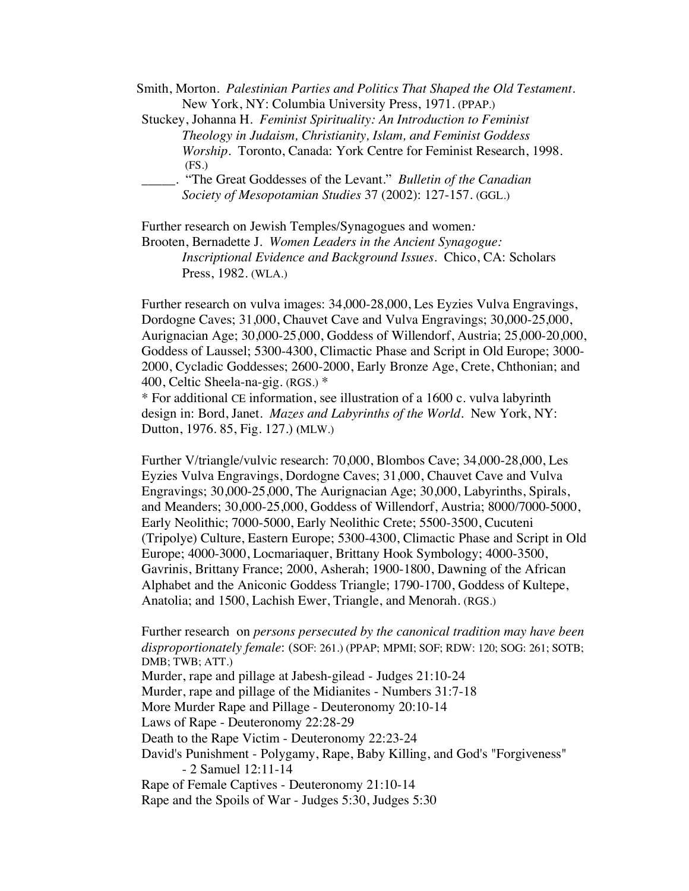Smith, Morton. *Palestinian Parties and Politics That Shaped the Old Testament*. New York, NY: Columbia University Press, 1971. (PPAP.)

Stuckey, Johanna H. *Feminist Spirituality: An Introduction to Feminist Theology in Judaism, Christianity, Islam, and Feminist Goddess Worship*. Toronto, Canada: York Centre for Feminist Research, 1998. (FS.)

_____. "The Great Goddesses of the Levant." *Bulletin of the Canadian Society of Mesopotamian Studies* 37 (2002): 127-157. (GGL.)

Further research on Jewish Temples/Synagogues and women*:*

Brooten, Bernadette J. *Women Leaders in the Ancient Synagogue: Inscriptional Evidence and Background Issues*. Chico, CA: Scholars Press, 1982. (WLA.)

Further research on vulva images: 34,000-28,000, Les Eyzies Vulva Engravings, Dordogne Caves; 31,000, Chauvet Cave and Vulva Engravings; 30,000-25,000, Aurignacian Age; 30,000-25,000, Goddess of Willendorf, Austria; 25,000-20,000, Goddess of Laussel; 5300-4300, Climactic Phase and Script in Old Europe; 3000-2000, Cycladic Goddesses; 2600-2000, Early Bronze Age, Crete, Chthonian; and 400, Celtic Sheela-na-gig. (RGS.) *

\* For additional CE information, see illustration of a 1600 c. vulva labyrinth design in: Bord, Janet. *Mazes and Labyrinths of the World*. New York, NY: Dutton, 1976. 85, Fig. 127.) (MLW.)

Further V/triangle/vulvic research: 70,000, Blombos Cave; 34,000-28,000, Les Eyzies Vulva Engravings, Dordogne Caves; 31,000, Chauvet Cave and Vulva Engravings; 30,000-25,000, The Aurignacian Age; 30,000, Labyrinths, Spirals, and Meanders; 30,000-25,000, Goddess of Willendorf, Austria; 8000/7000-5000, Early Neolithic; 7000-5000, Early Neolithic Crete; 5500-3500, Cucuteni (Tripolye) Culture, Eastern Europe; 5300-4300, Climactic Phase and Script in Old Europe; 4000-3000, Locmariaquer, Brittany Hook Symbology; 4000-3500, Gavrinis, Brittany France; 2000, Asherah; 1900-1800, Dawning of the African Alphabet and the Aniconic Goddess Triangle; 1790-1700, Goddess of Kultepe, Anatolia; and 1500, Lachish Ewer, Triangle, and Menorah. (RGS.)

Further research on *persons persecuted by the canonical tradition may have been disproportionately female*: (SOF: 261.) (PPAP; MPMI; SOF; RDW: 120; SOG: 261; SOTB; DMB; TWB; ATT.)

Murder, rape and pillage at Jabesh-gilead - Judges 21:10-24
Murder, rape and pillage of the Midianites - Numbers 31:7-18
More Murder Rape and Pillage - Deuteronomy 20:10-14
Laws of Rape - Deuteronomy 22:28-29
Death to the Rape Victim - Deuteronomy 22:23-24
David's Punishment - Polygamy, Rape, Baby Killing, and God's "Forgiveness" - 2 Samuel 12:11-14
Rape of Female Captives - Deuteronomy 21:10-14
Rape and the Spoils of War - Judges 5:30, Judges 5:30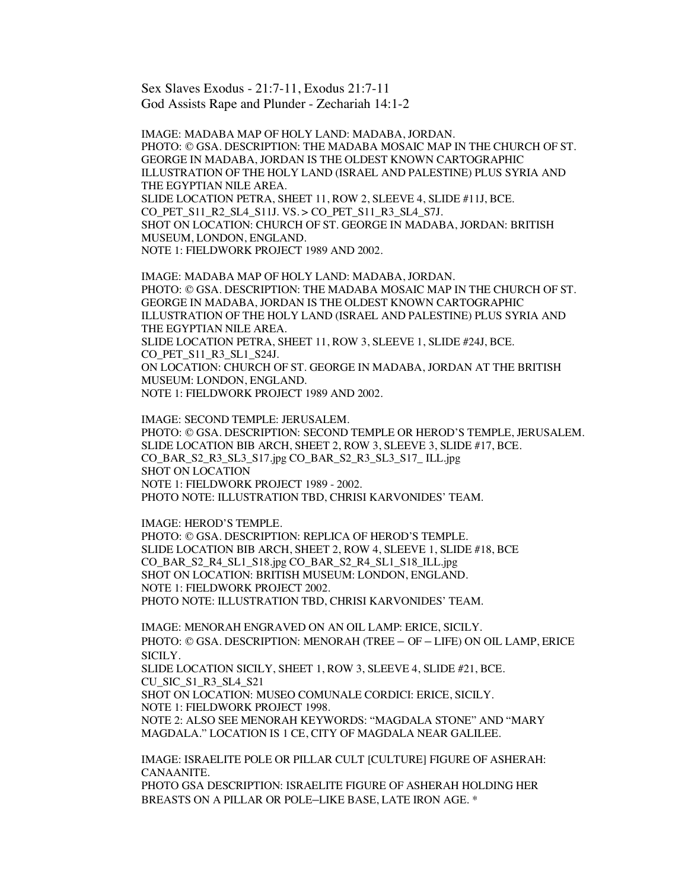Sex Slaves Exodus - 21:7-11, Exodus 21:7-11
God Assists Rape and Plunder - Zechariah 14:1-2

IMAGE: MADABA MAP OF HOLY LAND: MADABA, JORDAN.
PHOTO: © GSA. DESCRIPTION: THE MADABA MOSAIC MAP IN THE CHURCH OF ST. GEORGE IN MADABA, JORDAN IS THE OLDEST KNOWN CARTOGRAPHIC ILLUSTRATION OF THE HOLY LAND (ISRAEL AND PALESTINE) PLUS SYRIA AND THE EGYPTIAN NILE AREA.
SLIDE LOCATION PETRA, SHEET 11, ROW 2, SLEEVE 4, SLIDE #11J, BCE.
CO_PET_S11_R2_SL4_S11J. VS. > CO_PET_S11_R3_SL4_S7J.
SHOT ON LOCATION: CHURCH OF ST. GEORGE IN MADABA, JORDAN: BRITISH MUSEUM, LONDON, ENGLAND.
NOTE 1: FIELDWORK PROJECT 1989 AND 2002.

IMAGE: MADABA MAP OF HOLY LAND: MADABA, JORDAN.
PHOTO: © GSA. DESCRIPTION: THE MADABA MOSAIC MAP IN THE CHURCH OF ST. GEORGE IN MADABA, JORDAN IS THE OLDEST KNOWN CARTOGRAPHIC ILLUSTRATION OF THE HOLY LAND (ISRAEL AND PALESTINE) PLUS SYRIA AND THE EGYPTIAN NILE AREA.
SLIDE LOCATION PETRA, SHEET 11, ROW 3, SLEEVE 1, SLIDE #24J, BCE.
CO_PET_S11_R3_SL1_S24J.
ON LOCATION: CHURCH OF ST. GEORGE IN MADABA, JORDAN AT THE BRITISH MUSEUM: LONDON, ENGLAND.
NOTE 1: FIELDWORK PROJECT 1989 AND 2002.

IMAGE: SECOND TEMPLE: JERUSALEM.
PHOTO: © GSA. DESCRIPTION: SECOND TEMPLE OR HEROD'S TEMPLE, JERUSALEM.
SLIDE LOCATION BIB ARCH, SHEET 2, ROW 3, SLEEVE 3, SLIDE #17, BCE.
CO_BAR_S2_R3_SL3_S17.jpg CO_BAR_S2_R3_SL3_S17_ ILL.jpg
SHOT ON LOCATION
NOTE 1: FIELDWORK PROJECT 1989 - 2002.
PHOTO NOTE: ILLUSTRATION TBD, CHRISI KARVONIDES' TEAM.

IMAGE: HEROD'S TEMPLE.
PHOTO: © GSA. DESCRIPTION: REPLICA OF HEROD'S TEMPLE.
SLIDE LOCATION BIB ARCH, SHEET 2, ROW 4, SLEEVE 1, SLIDE #18, BCE
CO_BAR_S2_R4_SL1_S18.jpg CO_BAR_S2_R4_SL1_S18_ILL.jpg
SHOT ON LOCATION: BRITISH MUSEUM: LONDON, ENGLAND.
NOTE 1: FIELDWORK PROJECT 2002.
PHOTO NOTE: ILLUSTRATION TBD, CHRISI KARVONIDES' TEAM.

IMAGE: MENORAH ENGRAVED ON AN OIL LAMP: ERICE, SICILY.
PHOTO: © GSA. DESCRIPTION: MENORAH (TREE – OF – LIFE) ON OIL LAMP, ERICE SICILY.
SLIDE LOCATION SICILY, SHEET 1, ROW 3, SLEEVE 4, SLIDE #21, BCE.
CU_SIC_S1_R3_SL4_S21
SHOT ON LOCATION: MUSEO COMUNALE CORDICI: ERICE, SICILY.
NOTE 1: FIELDWORK PROJECT 1998.
NOTE 2: ALSO SEE MENORAH KEYWORDS: "MAGDALA STONE" AND "MARY MAGDALA." LOCATION IS 1 CE, CITY OF MAGDALA NEAR GALILEE.

IMAGE: ISRAELITE POLE OR PILLAR CULT [CULTURE] FIGURE OF ASHERAH: CANAANITE.
PHOTO GSA DESCRIPTION: ISRAELITE FIGURE OF ASHERAH HOLDING HER BREASTS ON A PILLAR OR POLE–LIKE BASE, LATE IRON AGE. *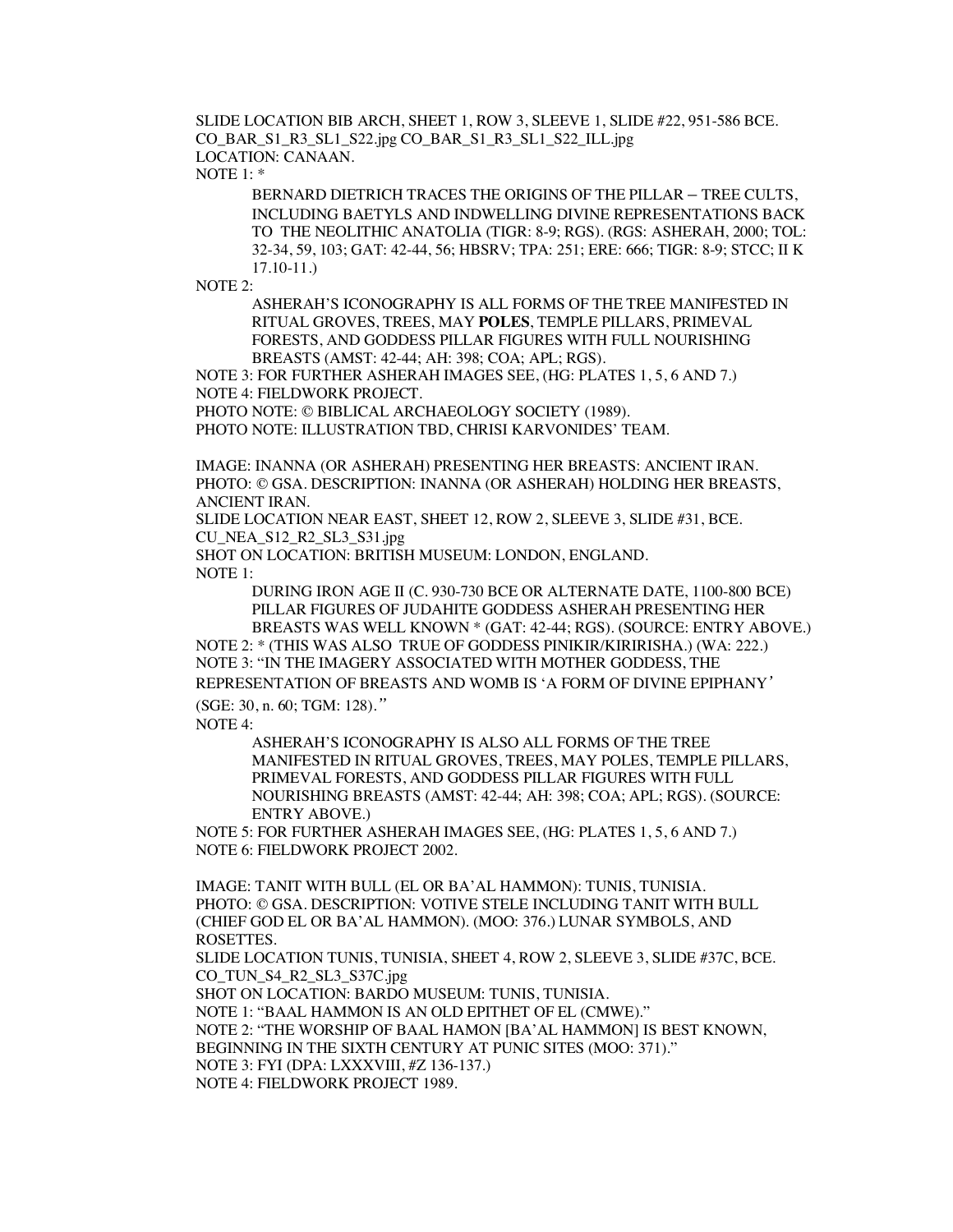SLIDE LOCATION BIB ARCH, SHEET 1, ROW 3, SLEEVE 1, SLIDE #22, 951-586 BCE.
CO_BAR_S1_R3_SL1_S22.jpg CO_BAR_S1_R3_SL1_S22_ILL.jpg
LOCATION: CANAAN.
NOTE 1: *

> BERNARD DIETRICH TRACES THE ORIGINS OF THE PILLAR – TREE CULTS, INCLUDING BAETYLS AND INDWELLING DIVINE REPRESENTATIONS BACK TO THE NEOLITHIC ANATOLIA (TIGR: 8-9; RGS). (RGS: ASHERAH, 2000; TOL: 32-34, 59, 103; GAT: 42-44, 56; HBSRV; TPA: 251; ERE: 666; TIGR: 8-9; STCC; II K 17.10-11.)

NOTE 2:

> ASHERAH'S ICONOGRAPHY IS ALL FORMS OF THE TREE MANIFESTED IN RITUAL GROVES, TREES, MAY **POLES**, TEMPLE PILLARS, PRIMEVAL FORESTS, AND GODDESS PILLAR FIGURES WITH FULL NOURISHING BREASTS (AMST: 42-44; AH: 398; COA; APL; RGS).

NOTE 3: FOR FURTHER ASHERAH IMAGES SEE, (HG: PLATES 1, 5, 6 AND 7.)
NOTE 4: FIELDWORK PROJECT.
PHOTO NOTE: © BIBLICAL ARCHAEOLOGY SOCIETY (1989).
PHOTO NOTE: ILLUSTRATION TBD, CHRISI KARVONIDES' TEAM.

IMAGE: INANNA (OR ASHERAH) PRESENTING HER BREASTS: ANCIENT IRAN.
PHOTO: © GSA. DESCRIPTION: INANNA (OR ASHERAH) HOLDING HER BREASTS, ANCIENT IRAN.
SLIDE LOCATION NEAR EAST, SHEET 12, ROW 2, SLEEVE 3, SLIDE #31, BCE.
CU_NEA_S12_R2_SL3_S31.jpg
SHOT ON LOCATION: BRITISH MUSEUM: LONDON, ENGLAND.
NOTE 1:

> DURING IRON AGE II (C. 930-730 BCE OR ALTERNATE DATE, 1100-800 BCE) PILLAR FIGURES OF JUDAHITE GODDESS ASHERAH PRESENTING HER BREASTS WAS WELL KNOWN * (GAT: 42-44; RGS). (SOURCE: ENTRY ABOVE.)

NOTE 2: * (THIS WAS ALSO TRUE OF GODDESS PINIKIR/KIRIRISHA.) (WA: 222.)
NOTE 3: "IN THE IMAGERY ASSOCIATED WITH MOTHER GODDESS, THE REPRESENTATION OF BREASTS AND WOMB IS 'A FORM OF DIVINE EPIPHANY' (SGE: 30, n. 60; TGM: 128)."
NOTE 4:

> ASHERAH'S ICONOGRAPHY IS ALSO ALL FORMS OF THE TREE MANIFESTED IN RITUAL GROVES, TREES, MAY POLES, TEMPLE PILLARS, PRIMEVAL FORESTS, AND GODDESS PILLAR FIGURES WITH FULL NOURISHING BREASTS (AMST: 42-44; AH: 398; COA; APL; RGS). (SOURCE: ENTRY ABOVE.)

NOTE 5: FOR FURTHER ASHERAH IMAGES SEE, (HG: PLATES 1, 5, 6 AND 7.)
NOTE 6: FIELDWORK PROJECT 2002.

IMAGE: TANIT WITH BULL (EL OR BA'AL HAMMON): TUNIS, TUNISIA.
PHOTO: © GSA. DESCRIPTION: VOTIVE STELE INCLUDING TANIT WITH BULL (CHIEF GOD EL OR BA'AL HAMMON). (MOO: 376.) LUNAR SYMBOLS, AND ROSETTES.
SLIDE LOCATION TUNIS, TUNISIA, SHEET 4, ROW 2, SLEEVE 3, SLIDE #37C, BCE.
CO_TUN_S4_R2_SL3_S37C.jpg
SHOT ON LOCATION: BARDO MUSEUM: TUNIS, TUNISIA.
NOTE 1: "BAAL HAMMON IS AN OLD EPITHET OF EL (CMWE)."
NOTE 2: "THE WORSHIP OF BAAL HAMON [BA'AL HAMMON] IS BEST KNOWN, BEGINNING IN THE SIXTH CENTURY AT PUNIC SITES (MOO: 371)."
NOTE 3: FYI (DPA: LXXXVIII, #Z 136-137.)
NOTE 4: FIELDWORK PROJECT 1989.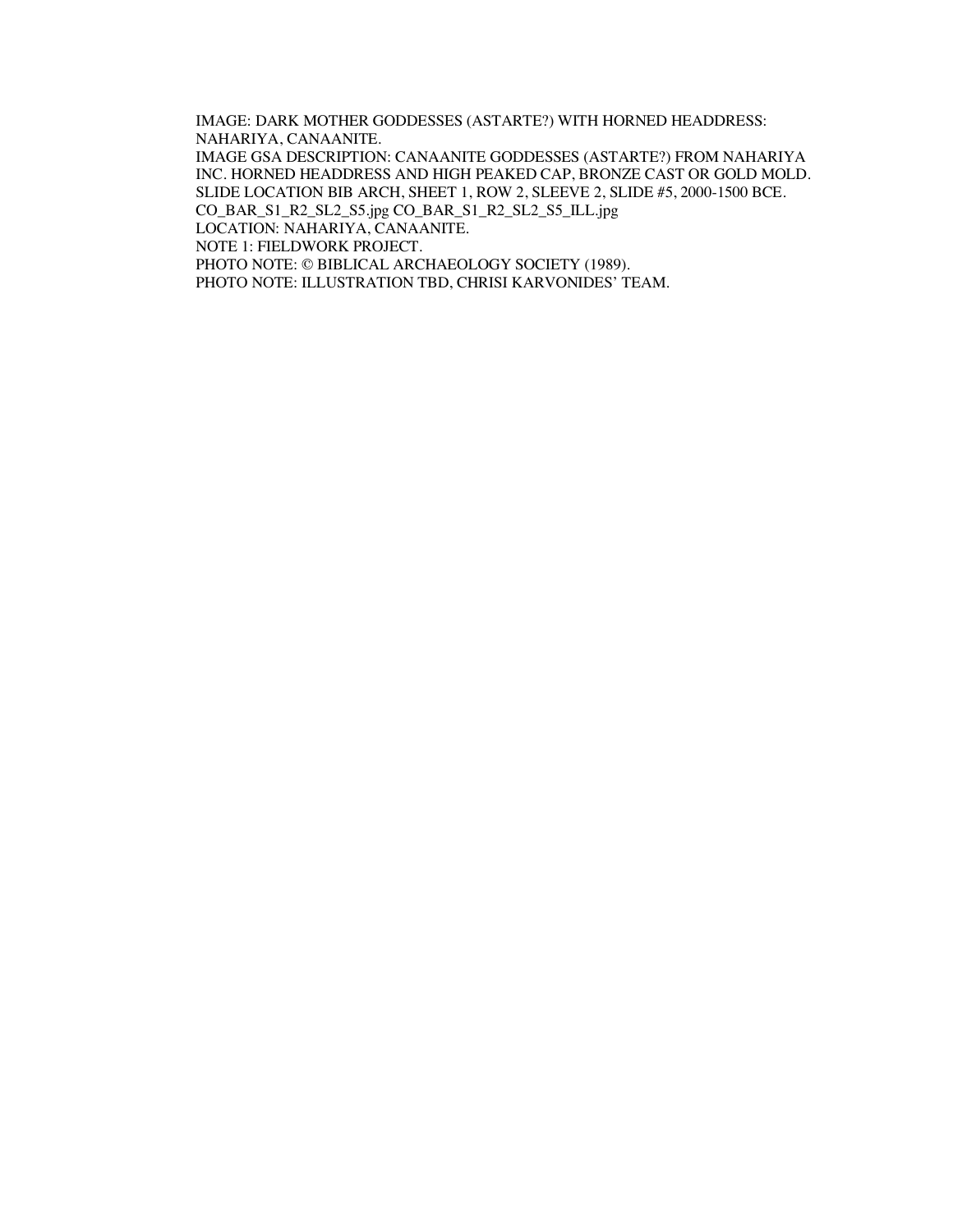IMAGE: DARK MOTHER GODDESSES (ASTARTE?) WITH HORNED HEADDRESS: NAHARIYA, CANAANITE.
IMAGE GSA DESCRIPTION: CANAANITE GODDESSES (ASTARTE?) FROM NAHARIYA INC. HORNED HEADDRESS AND HIGH PEAKED CAP, BRONZE CAST OR GOLD MOLD.
SLIDE LOCATION BIB ARCH, SHEET 1, ROW 2, SLEEVE 2, SLIDE #5, 2000-1500 BCE.
CO_BAR_S1_R2_SL2_S5.jpg CO_BAR_S1_R2_SL2_S5_ILL.jpg
LOCATION: NAHARIYA, CANAANITE.
NOTE 1: FIELDWORK PROJECT.
PHOTO NOTE: © BIBLICAL ARCHAEOLOGY SOCIETY (1989).
PHOTO NOTE: ILLUSTRATION TBD, CHRISI KARVONIDES' TEAM.